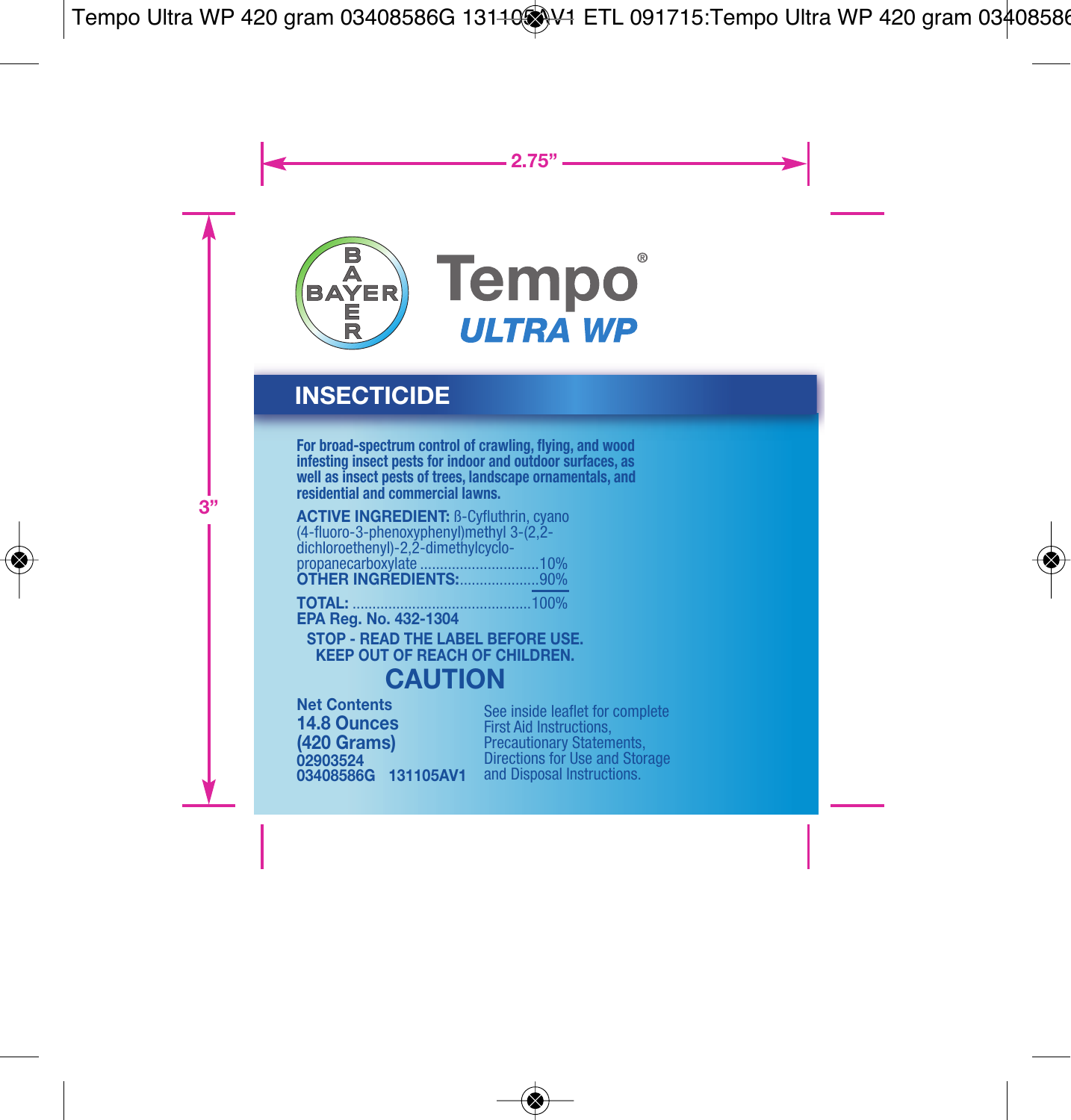# Tempo® ULTRA WP

## INSECTICIDE

**For broad-spectrum control of crawling, flying, and wood infesting insect pests for indoor and outdoor surfaces, as well as insect pests of trees, landscape ornamentals, and residential and commercial lawns.**

**ACTIVE INGREDIENT:** ß-Cyfluthrin, cyano (4-fluoro-3-phenoxyphenyl)methyl 3-(2,2-dichloroethenyl)-2,2-dimethylcyclo-propanecarboxylate ............................10%
**OTHER INGREDIENTS:**...................90%

**TOTAL:** ...........................................100%

**EPA Reg. No. 432-1304**

**STOP - READ THE LABEL BEFORE USE.**
**KEEP OUT OF REACH OF CHILDREN.**

# CAUTION

**Net Contents**
**14.8 Ounces**
**(420 Grams)**
**02903524**
**03408586G 131105AV1**

See inside leaflet for complete First Aid Instructions, Precautionary Statements, Directions for Use and Storage and Disposal Instructions.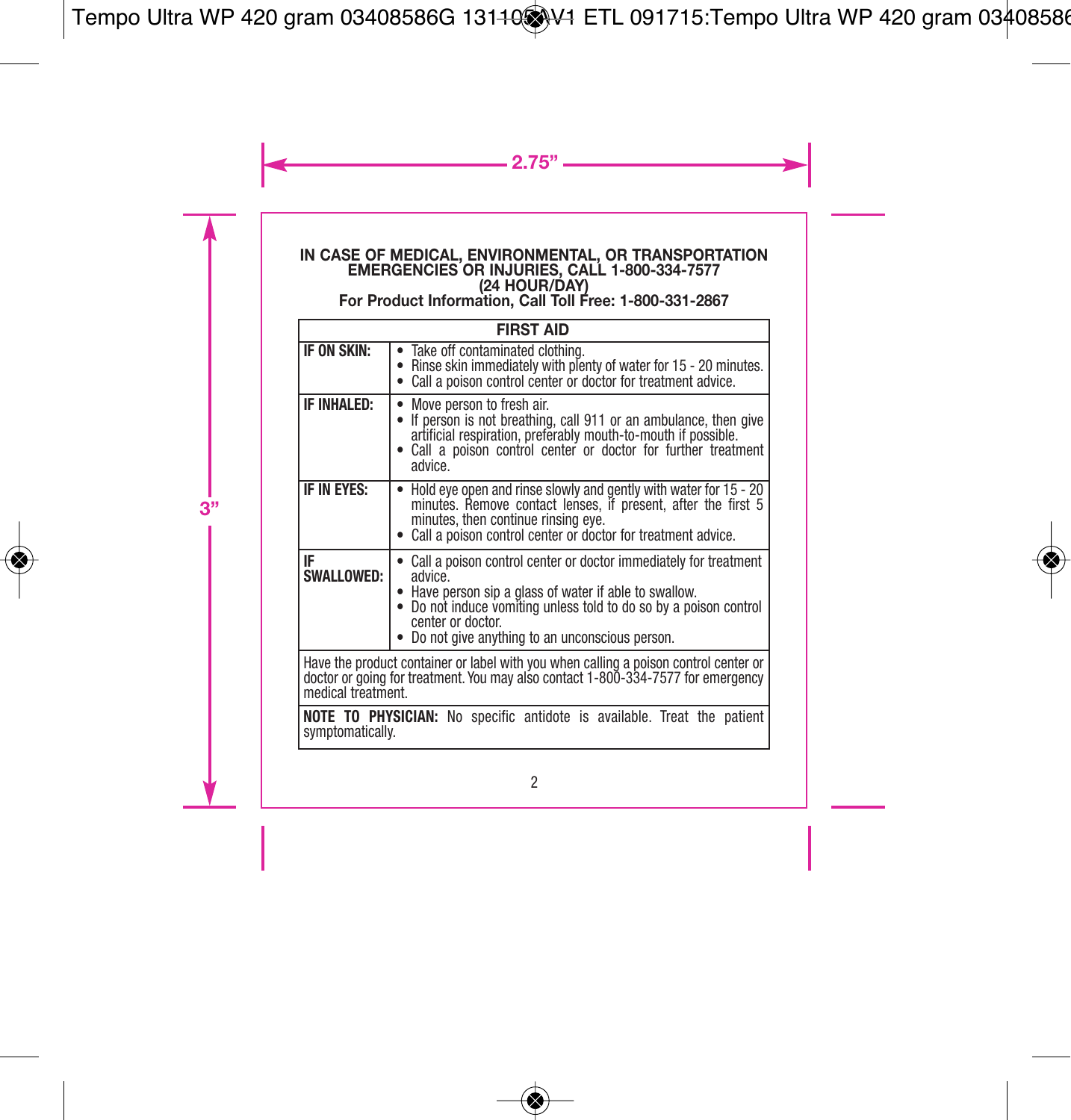**IN CASE OF MEDICAL, ENVIRONMENTAL, OR TRANSPORTATION EMERGENCIES OR INJURIES, CALL 1-800-334-7577 (24 HOUR/DAY)**
**For Product Information, Call Toll Free: 1-800-331-2867**

| FIRST AID | |
|---|---|
| **IF ON SKIN:** | • Take off contaminated clothing.<br>• Rinse skin immediately with plenty of water for 15 - 20 minutes.<br>• Call a poison control center or doctor for treatment advice. |
| **IF INHALED:** | • Move person to fresh air.<br>• If person is not breathing, call 911 or an ambulance, then give artificial respiration, preferably mouth-to-mouth if possible.<br>• Call a poison control center or doctor for further treatment advice. |
| **IF IN EYES:** | • Hold eye open and rinse slowly and gently with water for 15 - 20 minutes. Remove contact lenses, if present, after the first 5 minutes, then continue rinsing eye.<br>• Call a poison control center or doctor for treatment advice. |
| **IF SWALLOWED:** | • Call a poison control center or doctor immediately for treatment advice.<br>• Have person sip a glass of water if able to swallow.<br>• Do not induce vomiting unless told to do so by a poison control center or doctor.<br>• Do not give anything to an unconscious person. |
| Have the product container or label with you when calling a poison control center or doctor or going for treatment. You may also contact 1-800-334-7577 for emergency medical treatment. | |
| **NOTE TO PHYSICIAN:** No specific antidote is available. Treat the patient symptomatically. | |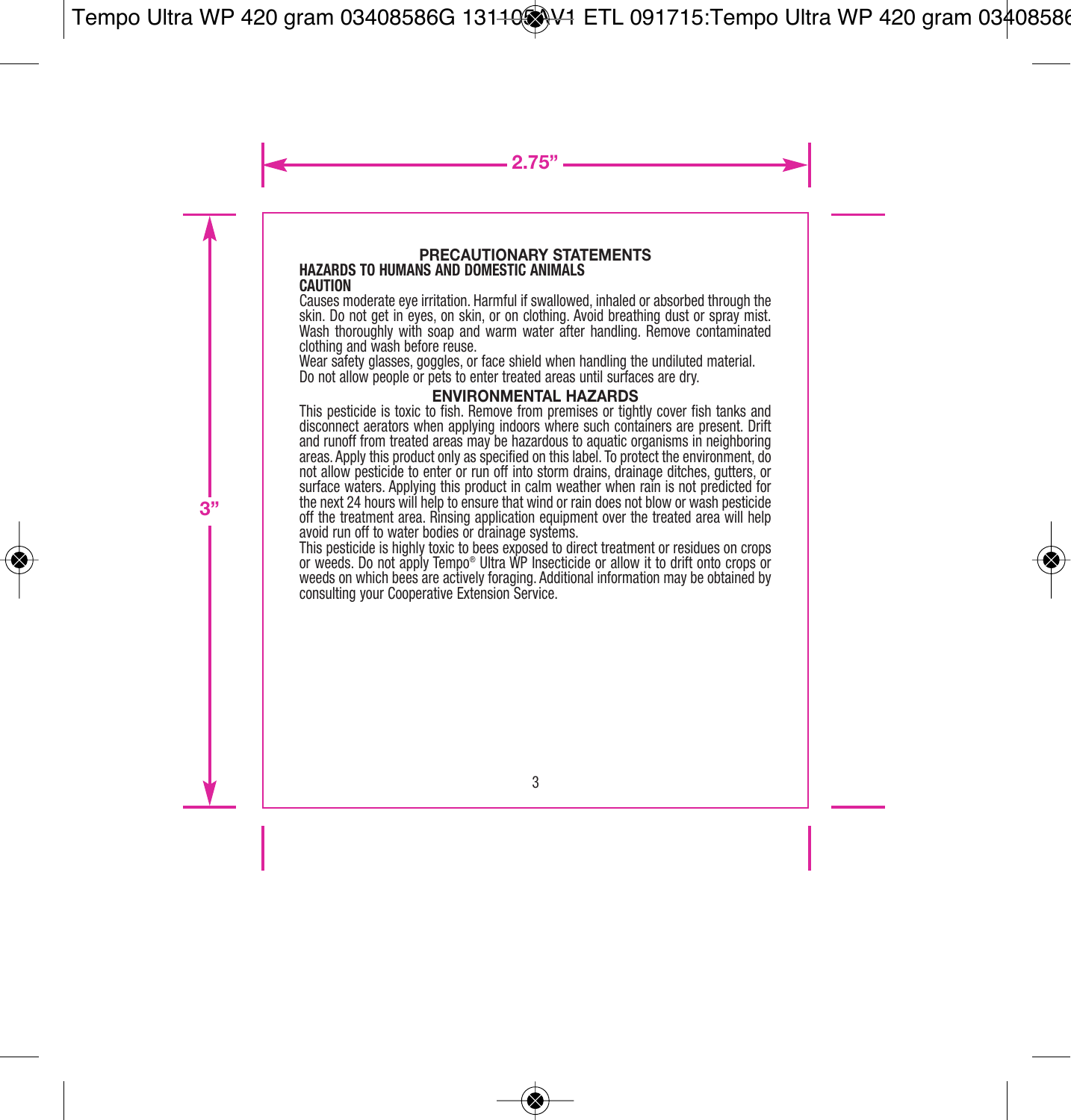## PRECAUTIONARY STATEMENTS

### HAZARDS TO HUMANS AND DOMESTIC ANIMALS

**CAUTION**

Causes moderate eye irritation. Harmful if swallowed, inhaled or absorbed through the skin. Do not get in eyes, on skin, or on clothing. Avoid breathing dust or spray mist. Wash thoroughly with soap and warm water after handling. Remove contaminated clothing and wash before reuse.

Wear safety glasses, goggles, or face shield when handling the undiluted material.

Do not allow people or pets to enter treated areas until surfaces are dry.

## ENVIRONMENTAL HAZARDS

This pesticide is toxic to fish. Remove from premises or tightly cover fish tanks and disconnect aerators when applying indoors where such containers are present. Drift and runoff from treated areas may be hazardous to aquatic organisms in neighboring areas. Apply this product only as specified on this label. To protect the environment, do not allow pesticide to enter or run off into storm drains, drainage ditches, gutters, or surface waters. Applying this product in calm weather when rain is not predicted for the next 24 hours will help to ensure that wind or rain does not blow or wash pesticide off the treatment area. Rinsing application equipment over the treated area will help avoid run off to water bodies or drainage systems.

This pesticide is highly toxic to bees exposed to direct treatment or residues on crops or weeds. Do not apply Tempo® Ultra WP Insecticide or allow it to drift onto crops or weeds on which bees are actively foraging. Additional information may be obtained by consulting your Cooperative Extension Service.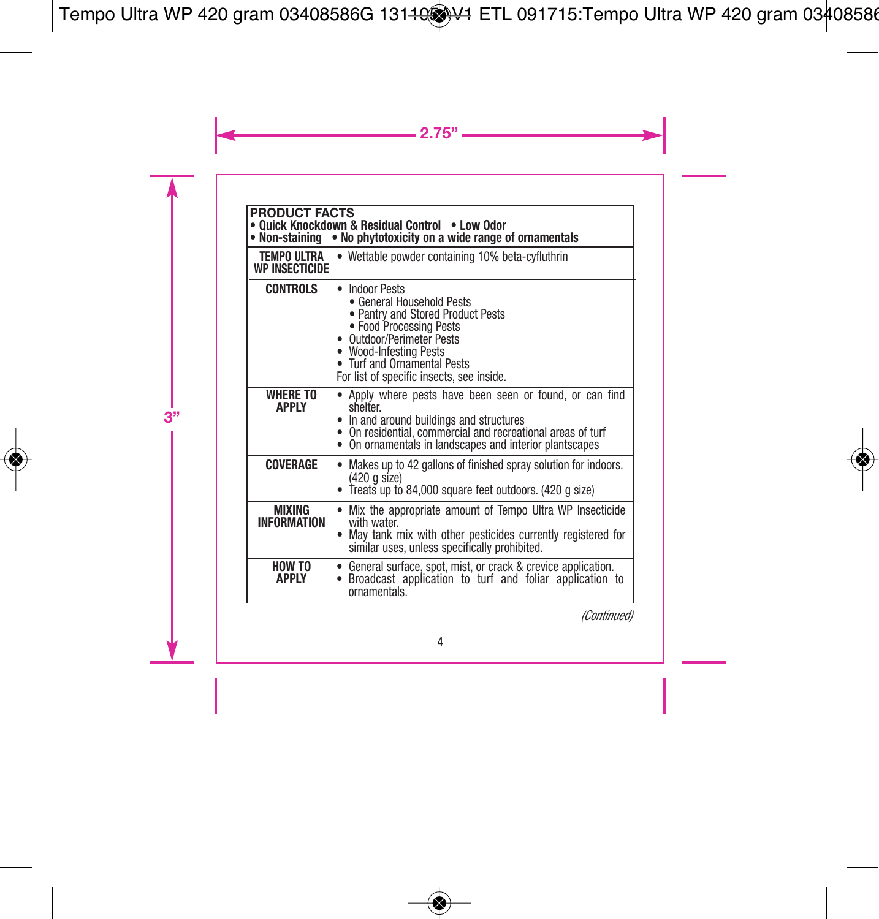| PRODUCT FACTS<br>• Quick Knockdown & Residual Control • Low Odor<br>• Non-staining • No phytotoxicity on a wide range of ornamentals | |
|---|---|
| **TEMPO ULTRA WP INSECTICIDE** | • Wettable powder containing 10% beta-cyfluthrin |
| **CONTROLS** | • Indoor Pests<br>  • General Household Pests<br>  • Pantry and Stored Product Pests<br>  • Food Processing Pests<br>• Outdoor/Perimeter Pests<br>• Wood-Infesting Pests<br>• Turf and Ornamental Pests<br>For list of specific insects, see inside. |
| **WHERE TO APPLY** | • Apply where pests have been seen or found, or can find shelter.<br>• In and around buildings and structures<br>• On residential, commercial and recreational areas of turf<br>• On ornamentals in landscapes and interior plantscapes |
| **COVERAGE** | • Makes up to 42 gallons of finished spray solution for indoors. (420 g size)<br>• Treats up to 84,000 square feet outdoors. (420 g size) |
| **MIXING INFORMATION** | • Mix the appropriate amount of Tempo Ultra WP Insecticide with water.<br>• May tank mix with other pesticides currently registered for similar uses, unless specifically prohibited. |
| **HOW TO APPLY** | • General surface, spot, mist, or crack & crevice application.<br>• Broadcast application to turf and foliar application to ornamentals. |

*(Continued)*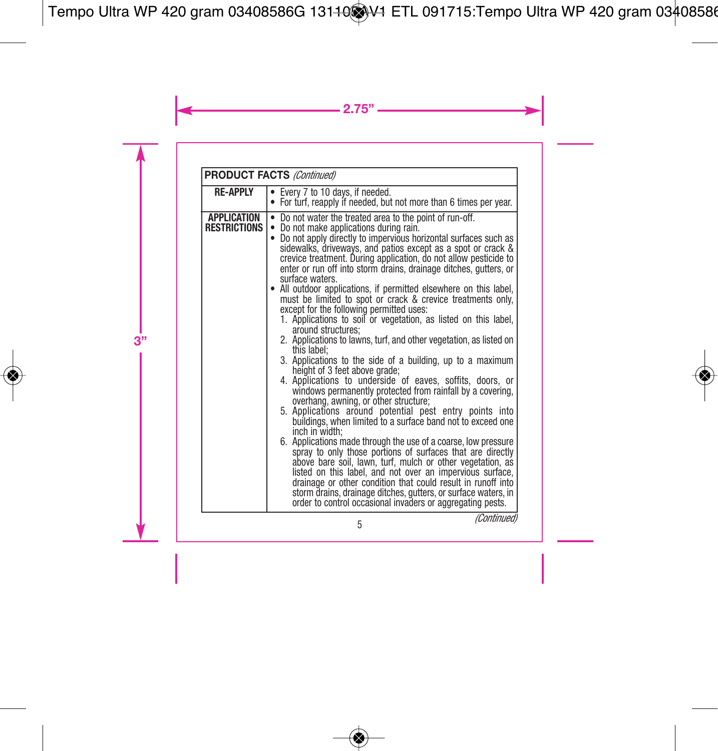| **PRODUCT FACTS** *(Continued)* | |
|---|---|
| **RE-APPLY** | • Every 7 to 10 days, if needed.<br>• For turf, reapply if needed, but not more than 6 times per year. |
| **APPLICATION RESTRICTIONS** | • Do not water the treated area to the point of run-off.<br>• Do not make applications during rain.<br>• Do not apply directly to impervious horizontal surfaces such as sidewalks, driveways, and patios except as a spot or crack & crevice treatment. During application, do not allow pesticide to enter or run off into storm drains, drainage ditches, gutters, or surface waters.<br>• All outdoor applications, if permitted elsewhere on this label, must be limited to spot or crack & crevice treatments only, except for the following permitted uses:<br>1. Applications to soil or vegetation, as listed on this label, around structures;<br>2. Applications to lawns, turf, and other vegetation, as listed on this label;<br>3. Applications to the side of a building, up to a maximum height of 3 feet above grade;<br>4. Applications to underside of eaves, soffits, doors, or windows permanently protected from rainfall by a covering, overhang, awning, or other structure;<br>5. Applications around potential pest entry points into buildings, when limited to a surface band not to exceed one inch in width;<br>6. Applications made through the use of a coarse, low pressure spray to only those portions of surfaces that are directly above bare soil, lawn, turf, mulch or other vegetation, as listed on this label, and not over an impervious surface, drainage or other condition that could result in runoff into storm drains, drainage ditches, gutters, or surface waters, in order to control occasional invaders or aggregating pests. |

*(Continued)*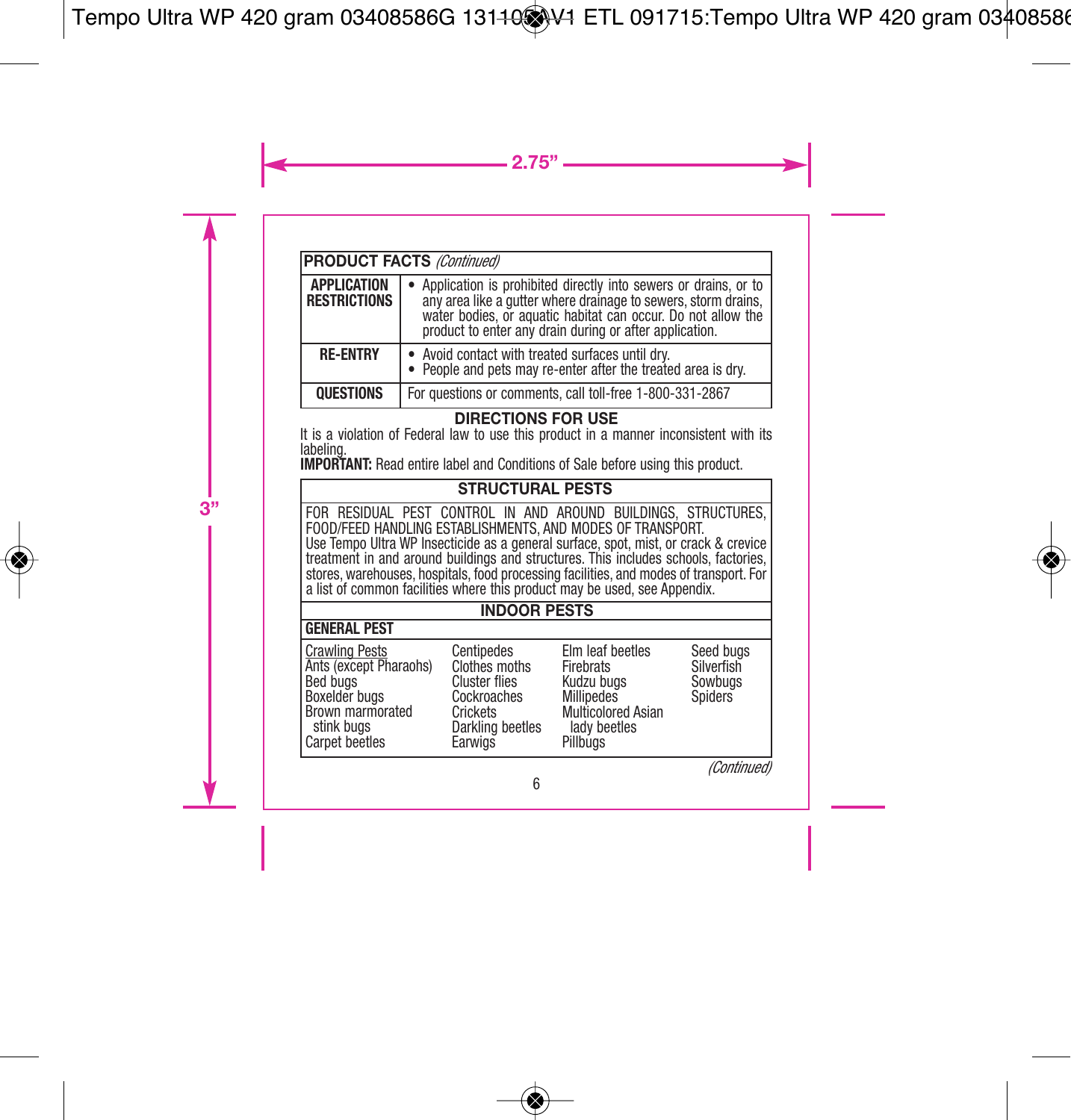| PRODUCT FACTS *(Continued)* | |
|---|---|
| **APPLICATION RESTRICTIONS** | • Application is prohibited directly into sewers or drains, or to any area like a gutter where drainage to sewers, storm drains, water bodies, or aquatic habitat can occur. Do not allow the product to enter any drain during or after application. |
| **RE-ENTRY** | • Avoid contact with treated surfaces until dry.<br>• People and pets may re-enter after the treated area is dry. |
| **QUESTIONS** | For questions or comments, call toll-free 1-800-331-2867 |

## DIRECTIONS FOR USE

It is a violation of Federal law to use this product in a manner inconsistent with its labeling.

**IMPORTANT:** Read entire label and Conditions of Sale before using this product.

### STRUCTURAL PESTS

FOR RESIDUAL PEST CONTROL IN AND AROUND BUILDINGS, STRUCTURES, FOOD/FEED HANDLING ESTABLISHMENTS, AND MODES OF TRANSPORT.

Use Tempo Ultra WP Insecticide as a general surface, spot, mist, or crack & crevice treatment in and around buildings and structures. This includes schools, factories, stores, warehouses, hospitals, food processing facilities, and modes of transport. For a list of common facilities where this product may be used, see Appendix.

### INDOOR PESTS

**GENERAL PEST**

| Crawling Pests | | | |
|---|---|---|---|
| Ants (except Pharaohs) | Centipedes | Elm leaf beetles | Seed bugs |
| Bed bugs | Clothes moths | Firebrats | Silverfish |
| Boxelder bugs | Cluster flies | Kudzu bugs | Sowbugs |
| Brown marmorated stink bugs | Cockroaches | Millipedes | Spiders |
| Carpet beetles | Crickets | Multicolored Asian lady beetles | |
| | Darkling beetles | Pillbugs | |
| | Earwigs | | |

*(Continued)*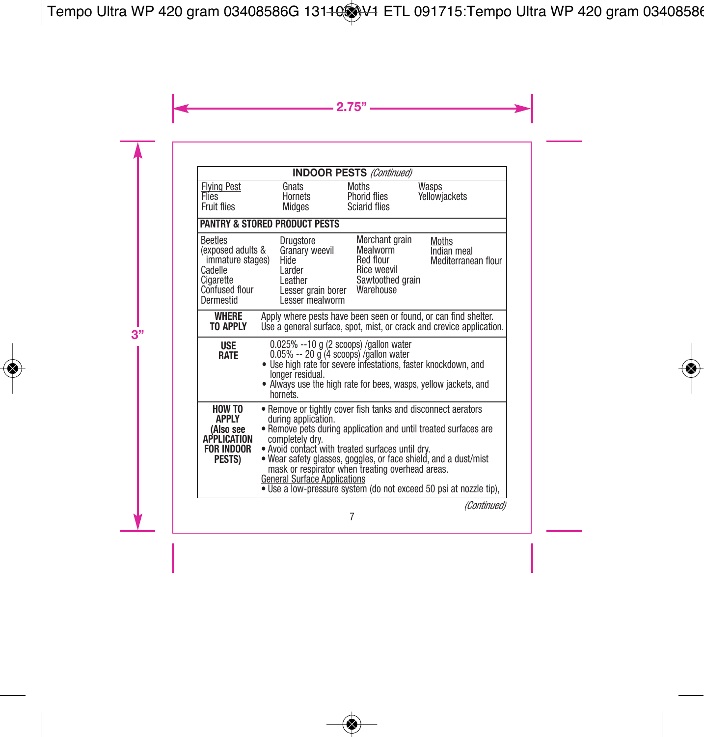**INDOOR PESTS** *(Continued)*

| Flying Pest | | | |
|---|---|---|---|
| Flies | Gnats | Moths | Wasps |
| Fruit flies | Hornets | Phorid flies | Yellowjackets |
| | Midges | Sciarid flies | |

**PANTRY & STORED PRODUCT PESTS**

| Beetles (exposed adults & immature stages) | | | Moths |
|---|---|---|---|
| Cadelle | Drugstore | Merchant grain | Indian meal |
| Cigarette | Granary weevil | Mealworm | Mediterranean flour |
| Confused flour | Hide | Red flour | |
| Dermestid | Larder | Rice weevil | |
| | Leather | Sawtoothed grain | |
| | Lesser grain borer | Warehouse | |
| | Lesser mealworm | | |

| | |
|---|---|
| **WHERE TO APPLY** | Apply where pests have been seen or found, or can find shelter. Use a general surface, spot, mist, or crack and crevice application. |
| **USE RATE** | 0.025% --10 g (2 scoops) /gallon water<br>0.05% -- 20 g (4 scoops) /gallon water<br>• Use high rate for severe infestations, faster knockdown, and longer residual.<br>• Always use the high rate for bees, wasps, yellow jackets, and hornets. |
| **HOW TO APPLY (Also see APPLICATION FOR INDOOR PESTS)** | • Remove or tightly cover fish tanks and disconnect aerators during application.<br>• Remove pets during application and until treated surfaces are completely dry.<br>• Avoid contact with treated surfaces until dry.<br>• Wear safety glasses, goggles, or face shield, and a dust/mist mask or respirator when treating overhead areas.<br>General Surface Applications<br>• Use a low-pressure system (do not exceed 50 psi at nozzle tip), |

*(Continued)*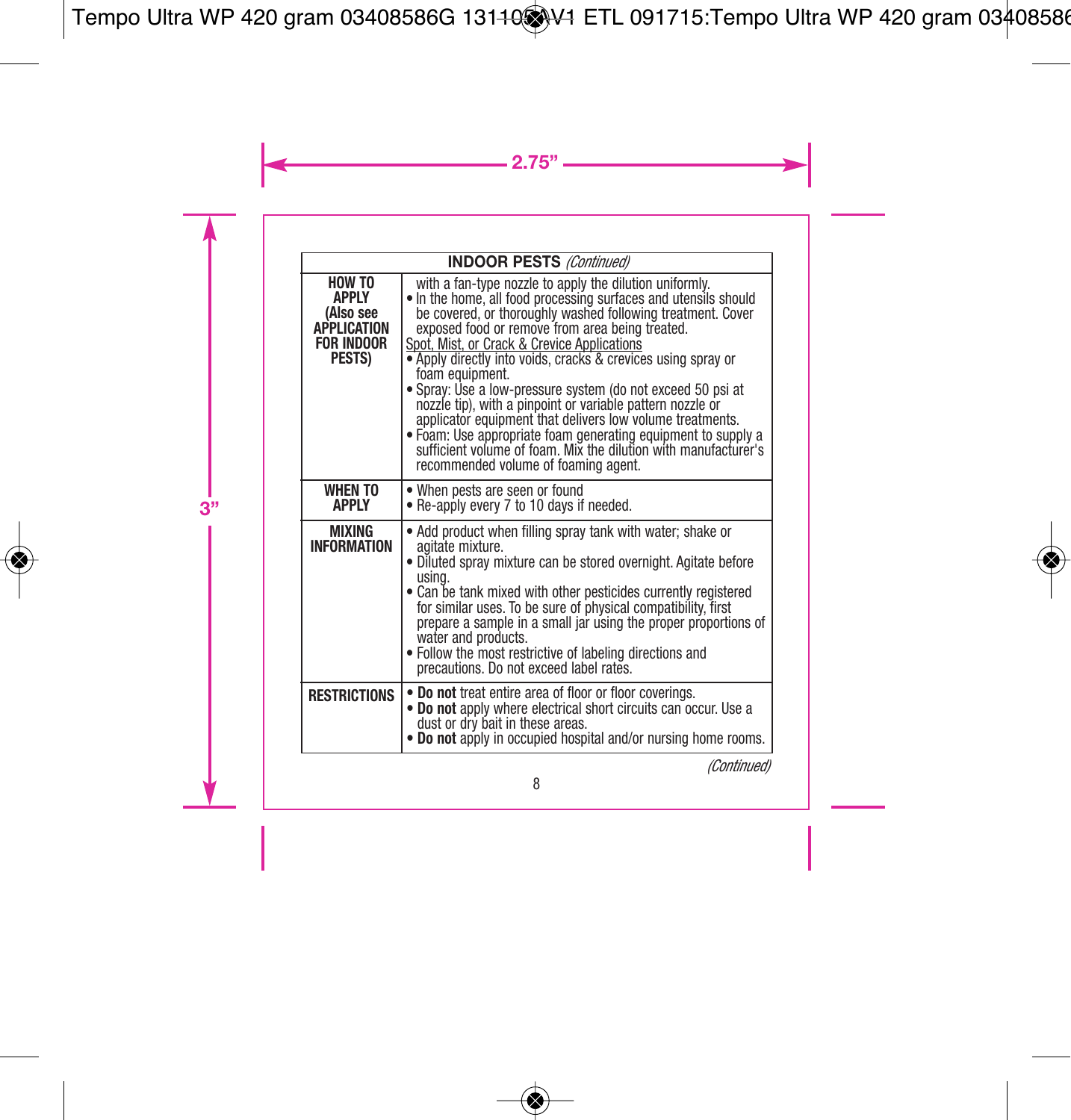| **INDOOR PESTS** *(Continued)* | |
|---|---|
| **HOW TO APPLY (Also see APPLICATION FOR INDOOR PESTS)** | with a fan-type nozzle to apply the dilution uniformly.<br>• In the home, all food processing surfaces and utensils should be covered, or thoroughly washed following treatment. Cover exposed food or remove from area being treated.<br><u>Spot, Mist, or Crack & Crevice Applications</u><br>• Apply directly into voids, cracks & crevices using spray or foam equipment.<br>• Spray: Use a low-pressure system (do not exceed 50 psi at nozzle tip), with a pinpoint or variable pattern nozzle or applicator equipment that delivers low volume treatments.<br>• Foam: Use appropriate foam generating equipment to supply a sufficient volume of foam. Mix the dilution with manufacturer's recommended volume of foaming agent. |
| **WHEN TO APPLY** | • When pests are seen or found<br>• Re-apply every 7 to 10 days if needed. |
| **MIXING INFORMATION** | • Add product when filling spray tank with water; shake or agitate mixture.<br>• Diluted spray mixture can be stored overnight. Agitate before using.<br>• Can be tank mixed with other pesticides currently registered for similar uses. To be sure of physical compatibility, first prepare a sample in a small jar using the proper proportions of water and products.<br>• Follow the most restrictive of labeling directions and precautions. Do not exceed label rates. |
| **RESTRICTIONS** | • **Do not** treat entire area of floor or floor coverings.<br>• **Do not** apply where electrical short circuits can occur. Use a dust or dry bait in these areas.<br>• **Do not** apply in occupied hospital and/or nursing home rooms. |

*(Continued)*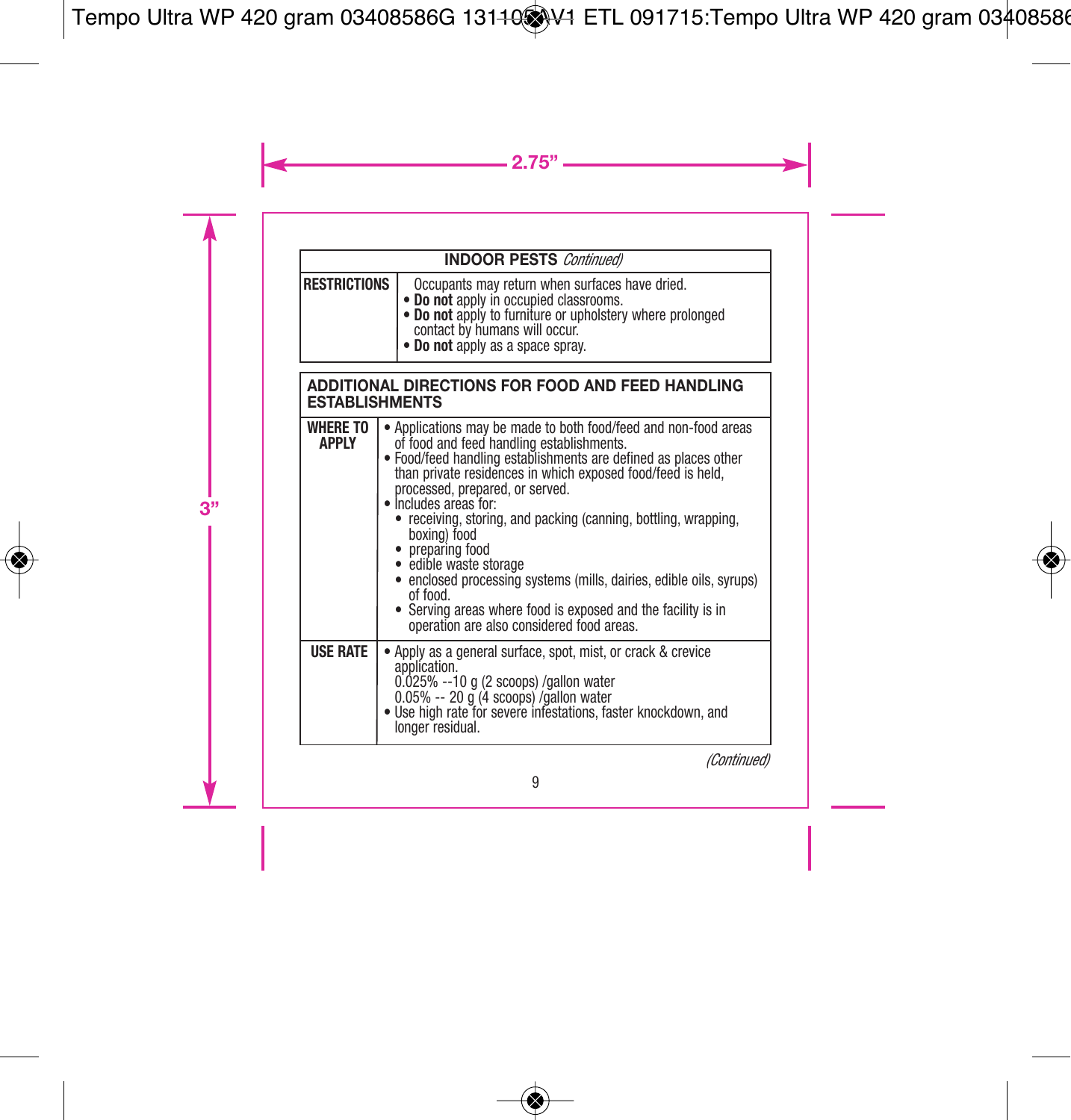| INDOOR PESTS *Continued)* | |
|---|---|
| **RESTRICTIONS** | Occupants may return when surfaces have dried. <br>• **Do not** apply in occupied classrooms. <br>• **Do not** apply to furniture or upholstery where prolonged contact by humans will occur. <br>• **Do not** apply as a space spray. |

| ADDITIONAL DIRECTIONS FOR FOOD AND FEED HANDLING ESTABLISHMENTS | |
|---|---|
| **WHERE TO APPLY** | • Applications may be made to both food/feed and non-food areas of food and feed handling establishments. <br>• Food/feed handling establishments are defined as places other than private residences in which exposed food/feed is held, processed, prepared, or served. <br>• Includes areas for: <br>  • receiving, storing, and packing (canning, bottling, wrapping, boxing) food <br>  • preparing food <br>  • edible waste storage <br>  • enclosed processing systems (mills, dairies, edible oils, syrups) of food. <br>  • Serving areas where food is exposed and the facility is in operation are also considered food areas. |
| **USE RATE** | • Apply as a general surface, spot, mist, or crack & crevice application. <br>0.025% --10 g (2 scoops) /gallon water <br>0.05% -- 20 g (4 scoops) /gallon water <br>• Use high rate for severe infestations, faster knockdown, and longer residual. |

*(Continued)*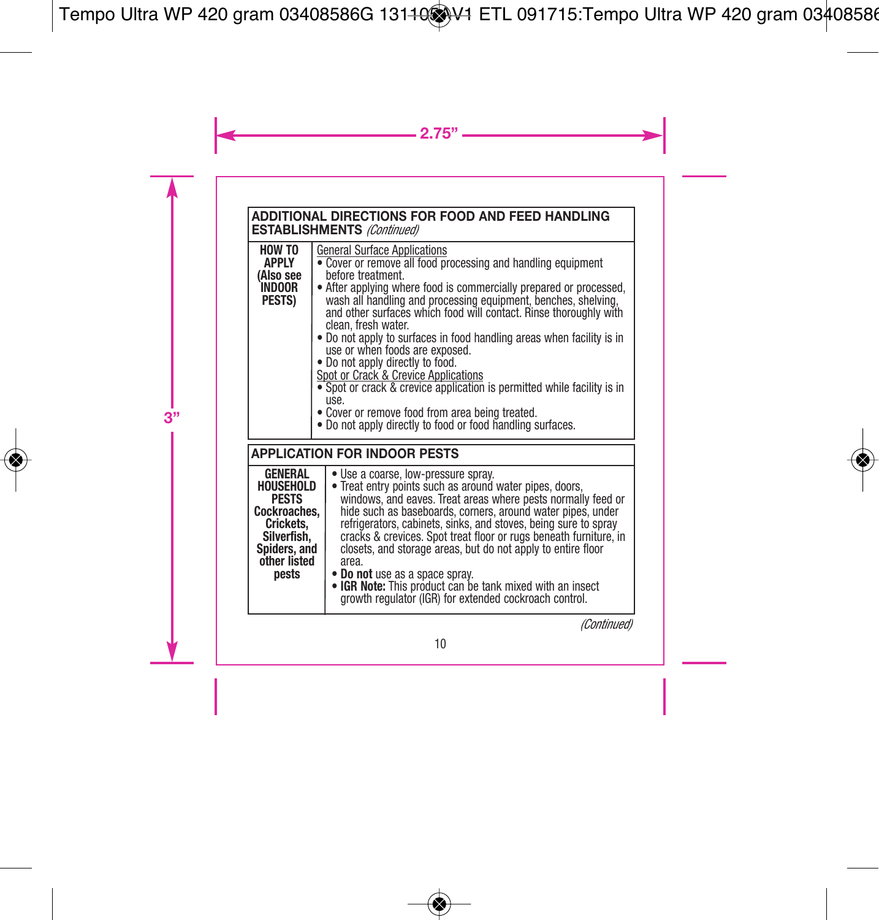| ADDITIONAL DIRECTIONS FOR FOOD AND FEED HANDLING ESTABLISHMENTS *(Continued)* | |
|---|---|
| **HOW TO APPLY (Also see INDOOR PESTS)** | General Surface Applications<br>• Cover or remove all food processing and handling equipment before treatment.<br>• After applying where food is commercially prepared or processed, wash all handling and processing equipment, benches, shelving, and other surfaces which food will contact. Rinse thoroughly with clean, fresh water.<br>• Do not apply to surfaces in food handling areas when facility is in use or when foods are exposed.<br>• Do not apply directly to food.<br>Spot or Crack & Crevice Applications<br>• Spot or crack & crevice application is permitted while facility is in use.<br>• Cover or remove food from area being treated.<br>• Do not apply directly to food or food handling surfaces. |

| APPLICATION FOR INDOOR PESTS | |
|---|---|
| **GENERAL HOUSEHOLD PESTS Cockroaches, Crickets, Silverfish, Spiders, and other listed pests** | • Use a coarse, low-pressure spray.<br>• Treat entry points such as around water pipes, doors, windows, and eaves. Treat areas where pests normally feed or hide such as baseboards, corners, around water pipes, under refrigerators, cabinets, sinks, and stoves, being sure to spray cracks & crevices. Spot treat floor or rugs beneath furniture, in closets, and storage areas, but do not apply to entire floor area.<br>• **Do not** use as a space spray.<br>• **IGR Note:** This product can be tank mixed with an insect growth regulator (IGR) for extended cockroach control. |

*(Continued)*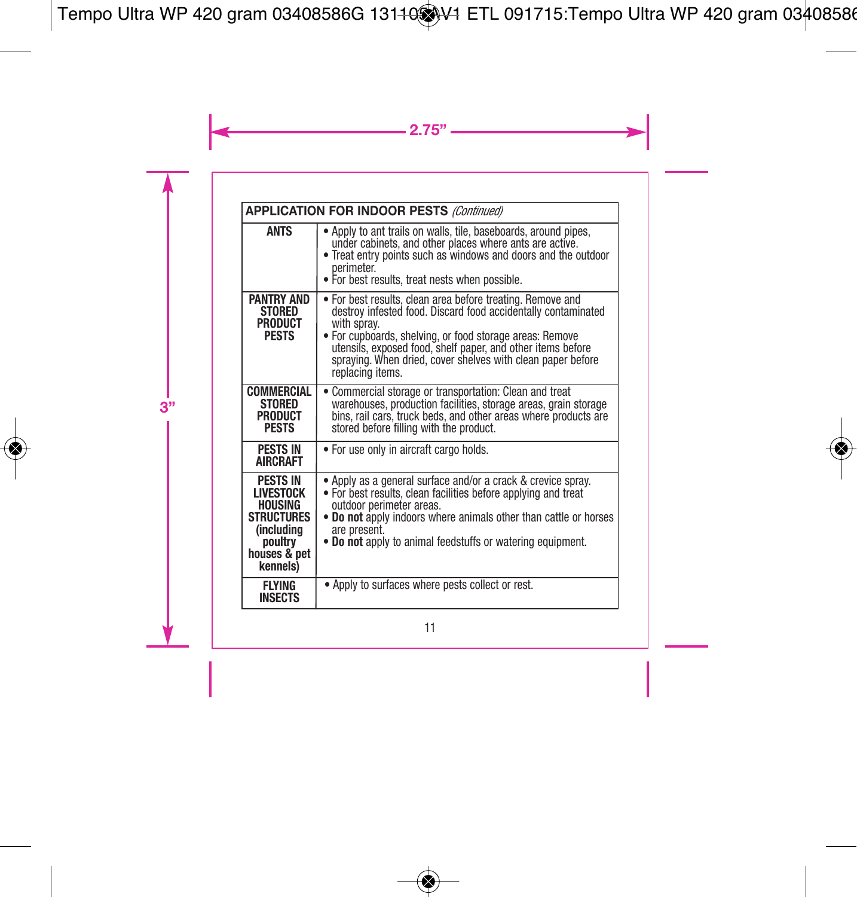| APPLICATION FOR INDOOR PESTS *(Continued)* | |
|---|---|
| **ANTS** | • Apply to ant trails on walls, tile, baseboards, around pipes, under cabinets, and other places where ants are active.<br>• Treat entry points such as windows and doors and the outdoor perimeter.<br>• For best results, treat nests when possible. |
| **PANTRY AND STORED PRODUCT PESTS** | • For best results, clean area before treating. Remove and destroy infested food. Discard food accidentally contaminated with spray.<br>• For cupboards, shelving, or food storage areas: Remove utensils, exposed food, shelf paper, and other items before spraying. When dried, cover shelves with clean paper before replacing items. |
| **COMMERCIAL STORED PRODUCT PESTS** | • Commercial storage or transportation: Clean and treat warehouses, production facilities, storage areas, grain storage bins, rail cars, truck beds, and other areas where products are stored before filling with the product. |
| **PESTS IN AIRCRAFT** | • For use only in aircraft cargo holds. |
| **PESTS IN LIVESTOCK HOUSING STRUCTURES (including poultry houses & pet kennels)** | • Apply as a general surface and/or a crack & crevice spray.<br>• For best results, clean facilities before applying and treat outdoor perimeter areas.<br>• **Do not** apply indoors where animals other than cattle or horses are present.<br>• **Do not** apply to animal feedstuffs or watering equipment. |
| **FLYING INSECTS** | • Apply to surfaces where pests collect or rest. |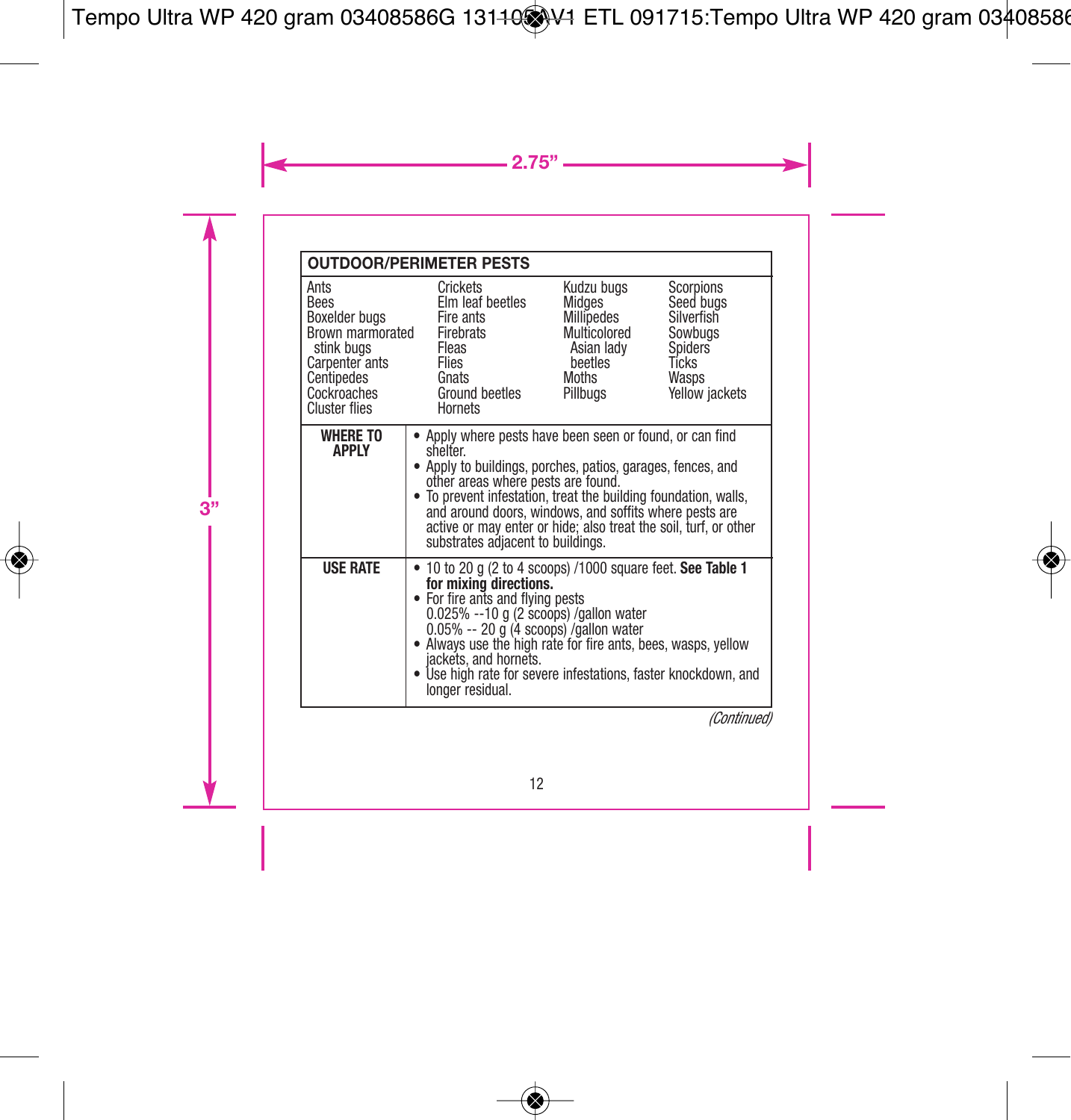| OUTDOOR/PERIMETER PESTS | |
|---|---|
| Ants<br>Bees<br>Boxelder bugs<br>Brown marmorated stink bugs<br>Carpenter ants<br>Centipedes<br>Cockroaches<br>Cluster flies<br>Crickets<br>Elm leaf beetles<br>Fire ants<br>Firebrats<br>Fleas<br>Flies<br>Gnats<br>Ground beetles<br>Hornets | Kudzu bugs<br>Midges<br>Millipedes<br>Multicolored Asian lady beetles<br>Moths<br>Pillbugs<br>Scorpions<br>Seed bugs<br>Silverfish<br>Sowbugs<br>Spiders<br>Ticks<br>Wasps<br>Yellow jackets |
| **WHERE TO APPLY** | • Apply where pests have been seen or found, or can find shelter.<br>• Apply to buildings, porches, patios, garages, fences, and other areas where pests are found.<br>• To prevent infestation, treat the building foundation, walls, and around doors, windows, and soffits where pests are active or may enter or hide; also treat the soil, turf, or other substrates adjacent to buildings. |
| **USE RATE** | • 10 to 20 g (2 to 4 scoops) /1000 square feet. **See Table 1 for mixing directions.**<br>• For fire ants and flying pests<br>0.025% --10 g (2 scoops) /gallon water<br>0.05% -- 20 g (4 scoops) /gallon water<br>• Always use the high rate for fire ants, bees, wasps, yellow jackets, and hornets.<br>• Use high rate for severe infestations, faster knockdown, and longer residual. |

*(Continued)*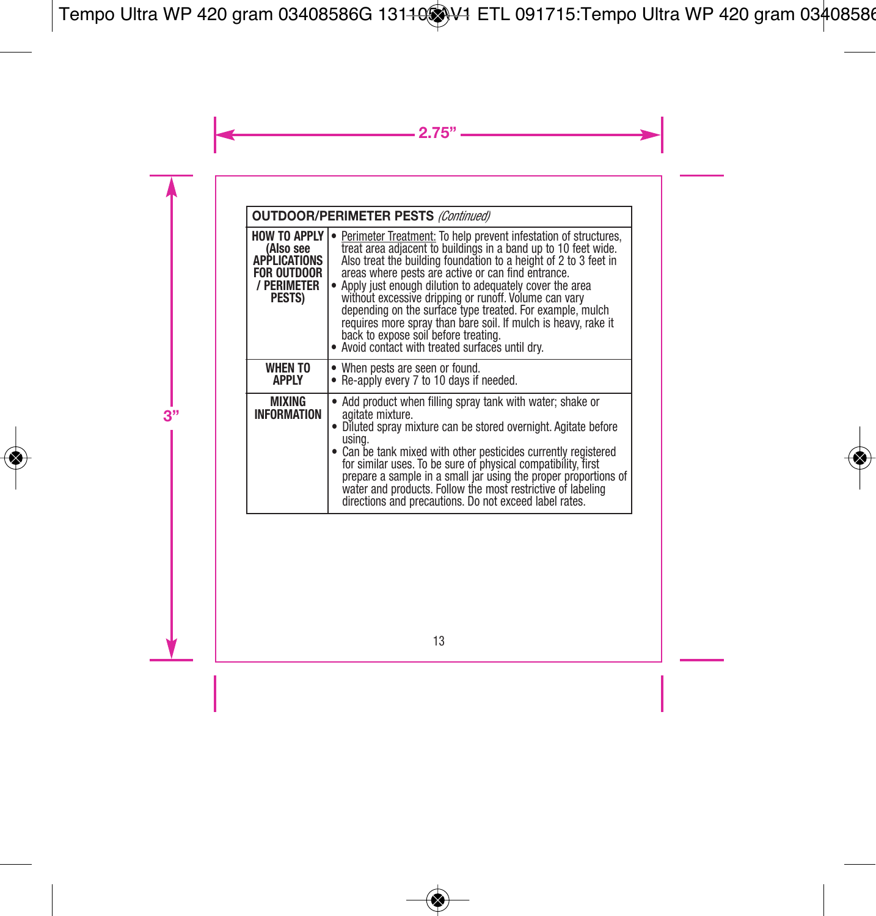| OUTDOOR/PERIMETER PESTS *(Continued)* | |
|---|---|
| **HOW TO APPLY (Also see APPLICATIONS FOR OUTDOOR / PERIMETER PESTS)** | • Perimeter Treatment: To help prevent infestation of structures, treat area adjacent to buildings in a band up to 10 feet wide. Also treat the building foundation to a height of 2 to 3 feet in areas where pests are active or can find entrance.<br>• Apply just enough dilution to adequately cover the area without excessive dripping or runoff. Volume can vary depending on the surface type treated. For example, mulch requires more spray than bare soil. If mulch is heavy, rake it back to expose soil before treating.<br>• Avoid contact with treated surfaces until dry. |
| **WHEN TO APPLY** | • When pests are seen or found.<br>• Re-apply every 7 to 10 days if needed. |
| **MIXING INFORMATION** | • Add product when filling spray tank with water; shake or agitate mixture.<br>• Diluted spray mixture can be stored overnight. Agitate before using.<br>• Can be tank mixed with other pesticides currently registered for similar uses. To be sure of physical compatibility, first prepare a sample in a small jar using the proper proportions of water and products. Follow the most restrictive of labeling directions and precautions. Do not exceed label rates. |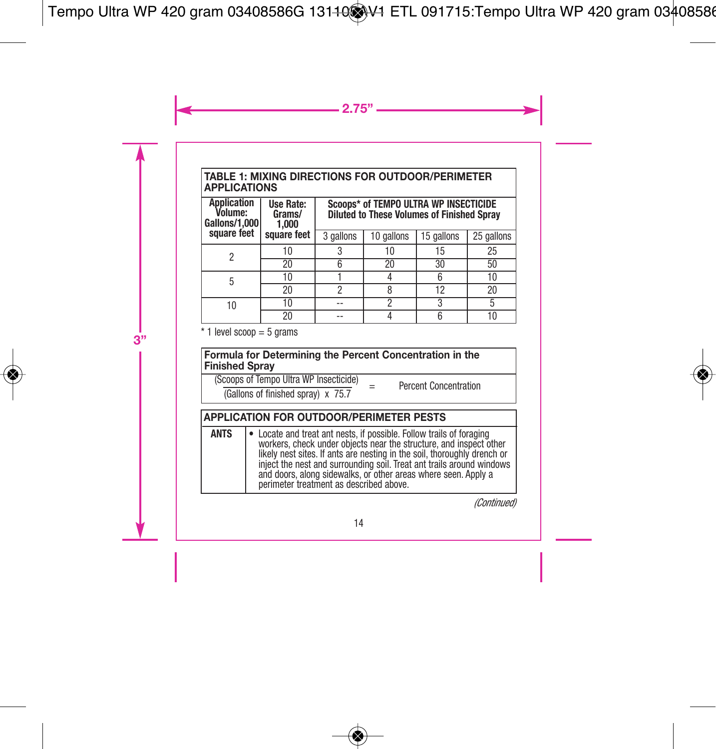**TABLE 1: MIXING DIRECTIONS FOR OUTDOOR/PERIMETER APPLICATIONS**

| Application Volume: Gallons/1,000 square feet | Use Rate: Grams/ 1,000 square feet | Scoops* of TEMPO ULTRA WP INSECTICIDE Diluted to These Volumes of Finished Spray | | | |
|---|---|---|---|---|---|
| | | 3 gallons | 10 gallons | 15 gallons | 25 gallons |
| 2 | 10 | 3 | 10 | 15 | 25 |
| | 20 | 6 | 20 | 30 | 50 |
| 5 | 10 | 1 | 4 | 6 | 10 |
| | 20 | 2 | 8 | 12 | 20 |
| 10 | 10 | -- | 2 | 3 | 5 |
| | 20 | -- | 4 | 6 | 10 |

* 1 level scoop = 5 grams

**Formula for Determining the Percent Concentration in the Finished Spray**

$$\frac{\text{(Scoops of Tempo Ultra WP Insecticide)}}{\text{(Gallons of finished spray)} \times 75.7} = \text{Percent Concentration}$$

**APPLICATION FOR OUTDOOR/PERIMETER PESTS**

| | |
|---|---|
| **ANTS** | • Locate and treat ant nests, if possible. Follow trails of foraging workers, check under objects near the structure, and inspect other likely nest sites. If ants are nesting in the soil, thoroughly drench or inject the nest and surrounding soil. Treat ant trails around windows and doors, along sidewalks, or other areas where seen. Apply a perimeter treatment as described above. |

*(Continued)*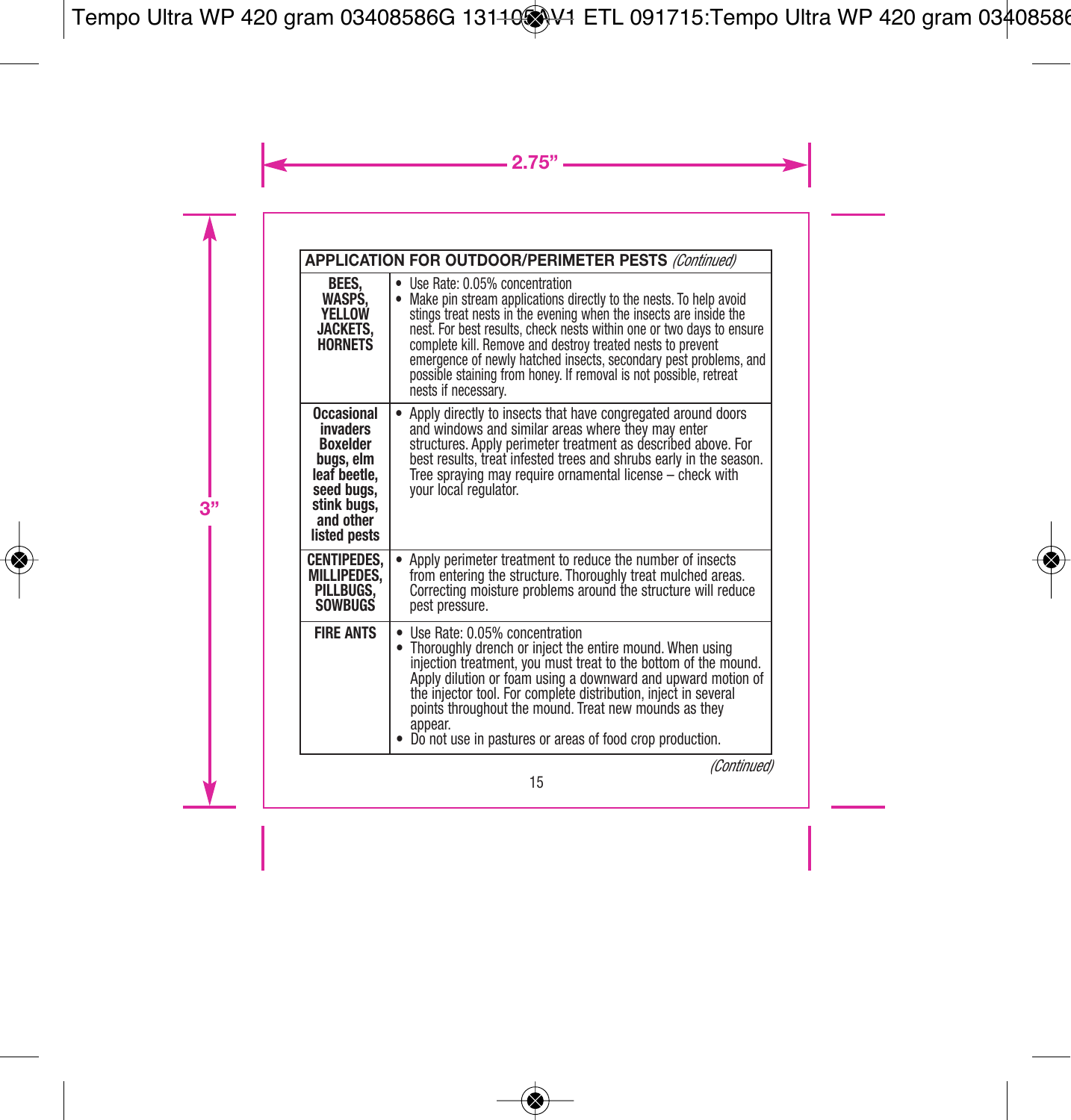| **APPLICATION FOR OUTDOOR/PERIMETER PESTS** *(Continued)* | |
|---|---|
| **BEES, WASPS, YELLOW JACKETS, HORNETS** | • Use Rate: 0.05% concentration<br>• Make pin stream applications directly to the nests. To help avoid stings treat nests in the evening when the insects are inside the nest. For best results, check nests within one or two days to ensure complete kill. Remove and destroy treated nests to prevent emergence of newly hatched insects, secondary pest problems, and possible staining from honey. If removal is not possible, retreat nests if necessary. |
| **Occasional invaders Boxelder bugs, elm leaf beetle, seed bugs, stink bugs, and other listed pests** | • Apply directly to insects that have congregated around doors and windows and similar areas where they may enter structures. Apply perimeter treatment as described above. For best results, treat infested trees and shrubs early in the season. Tree spraying may require ornamental license – check with your local regulator. |
| **CENTIPEDES, MILLIPEDES, PILLBUGS, SOWBUGS** | • Apply perimeter treatment to reduce the number of insects from entering the structure. Thoroughly treat mulched areas. Correcting moisture problems around the structure will reduce pest pressure. |
| **FIRE ANTS** | • Use Rate: 0.05% concentration<br>• Thoroughly drench or inject the entire mound. When using injection treatment, you must treat to the bottom of the mound. Apply dilution or foam using a downward and upward motion of the injector tool. For complete distribution, inject in several points throughout the mound. Treat new mounds as they appear.<br>• Do not use in pastures or areas of food crop production. |

*(Continued)*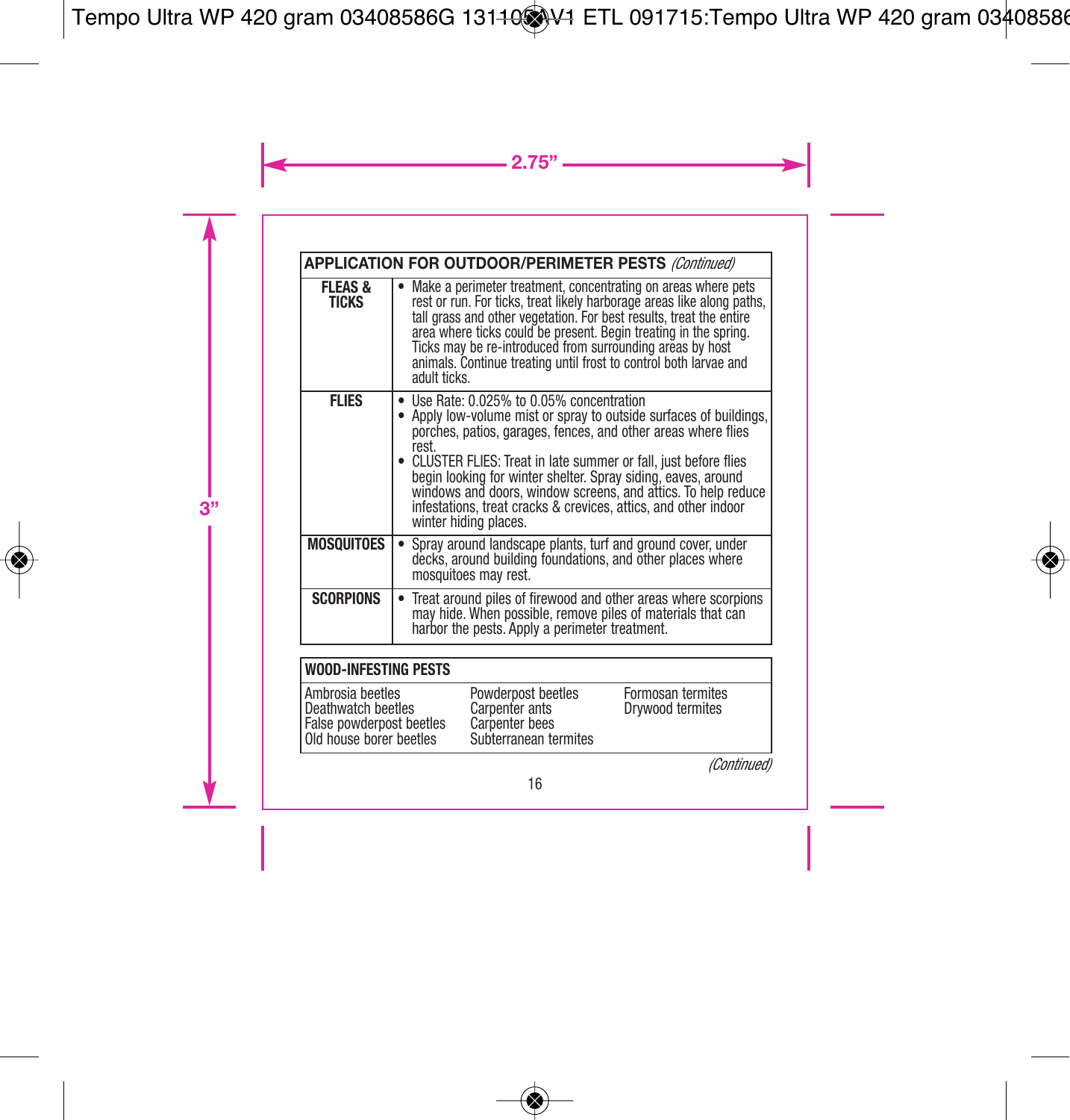| APPLICATION FOR OUTDOOR/PERIMETER PESTS *(Continued)* | |
|---|---|
| **FLEAS & TICKS** | • Make a perimeter treatment, concentrating on areas where pets rest or run. For ticks, treat likely harborage areas like along paths, tall grass and other vegetation. For best results, treat the entire area where ticks could be present. Begin treating in the spring. Ticks may be re-introduced from surrounding areas by host animals. Continue treating until frost to control both larvae and adult ticks. |
| **FLIES** | • Use Rate: 0.025% to 0.05% concentration<br>• Apply low-volume mist or spray to outside surfaces of buildings, porches, patios, garages, fences, and other areas where flies rest.<br>• CLUSTER FLIES: Treat in late summer or fall, just before flies begin looking for winter shelter. Spray siding, eaves, around windows and doors, window screens, and attics. To help reduce infestations, treat cracks & crevices, attics, and other indoor winter hiding places. |
| **MOSQUITOES** | • Spray around landscape plants, turf and ground cover, under decks, around building foundations, and other places where mosquitoes may rest. |
| **SCORPIONS** | • Treat around piles of firewood and other areas where scorpions may hide. When possible, remove piles of materials that can harbor the pests. Apply a perimeter treatment. |

| WOOD-INFESTING PESTS | | |
|---|---|---|
| Ambrosia beetles | Powderpost beetles | Formosan termites |
| Deathwatch beetles | Carpenter ants | Drywood termites |
| False powderpost beetles | Carpenter bees | |
| Old house borer beetles | Subterranean termites | |

*(Continued)*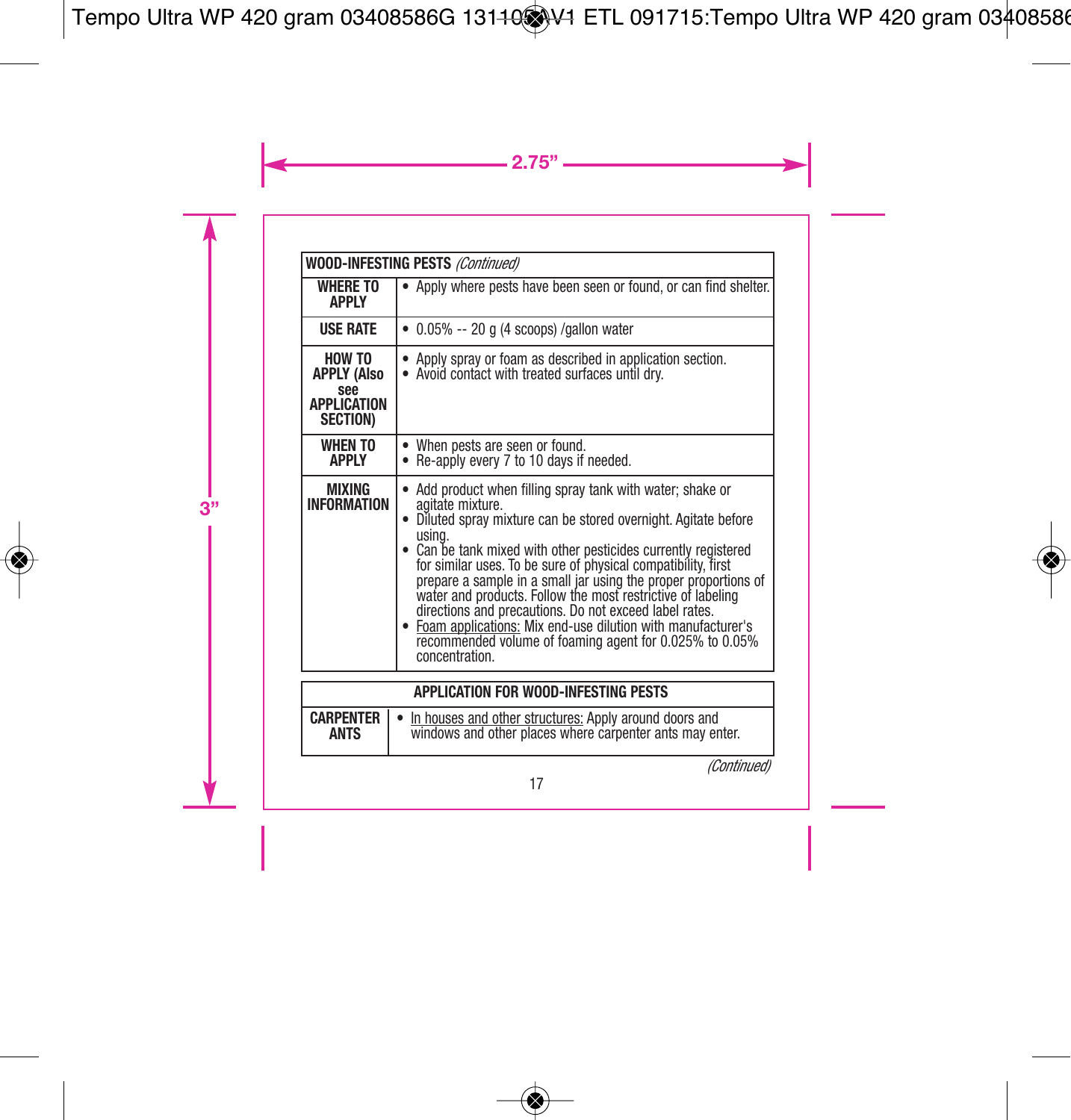| **WOOD-INFESTING PESTS** *(Continued)* | |
|---|---|
| **WHERE TO APPLY** | • Apply where pests have been seen or found, or can find shelter. |
| **USE RATE** | • 0.05% -- 20 g (4 scoops) /gallon water |
| **HOW TO APPLY (Also see APPLICATION SECTION)** | • Apply spray or foam as described in application section.<br>• Avoid contact with treated surfaces until dry. |
| **WHEN TO APPLY** | • When pests are seen or found.<br>• Re-apply every 7 to 10 days if needed. |
| **MIXING INFORMATION** | • Add product when filling spray tank with water; shake or agitate mixture.<br>• Diluted spray mixture can be stored overnight. Agitate before using.<br>• Can be tank mixed with other pesticides currently registered for similar uses. To be sure of physical compatibility, first prepare a sample in a small jar using the proper proportions of water and products. Follow the most restrictive of labeling directions and precautions. Do not exceed label rates.<br>• Foam applications: Mix end-use dilution with manufacturer's recommended volume of foaming agent for 0.025% to 0.05% concentration. |

| **APPLICATION FOR WOOD-INFESTING PESTS** | |
|---|---|
| **CARPENTER ANTS** | • In houses and other structures: Apply around doors and windows and other places where carpenter ants may enter. |

*(Continued)*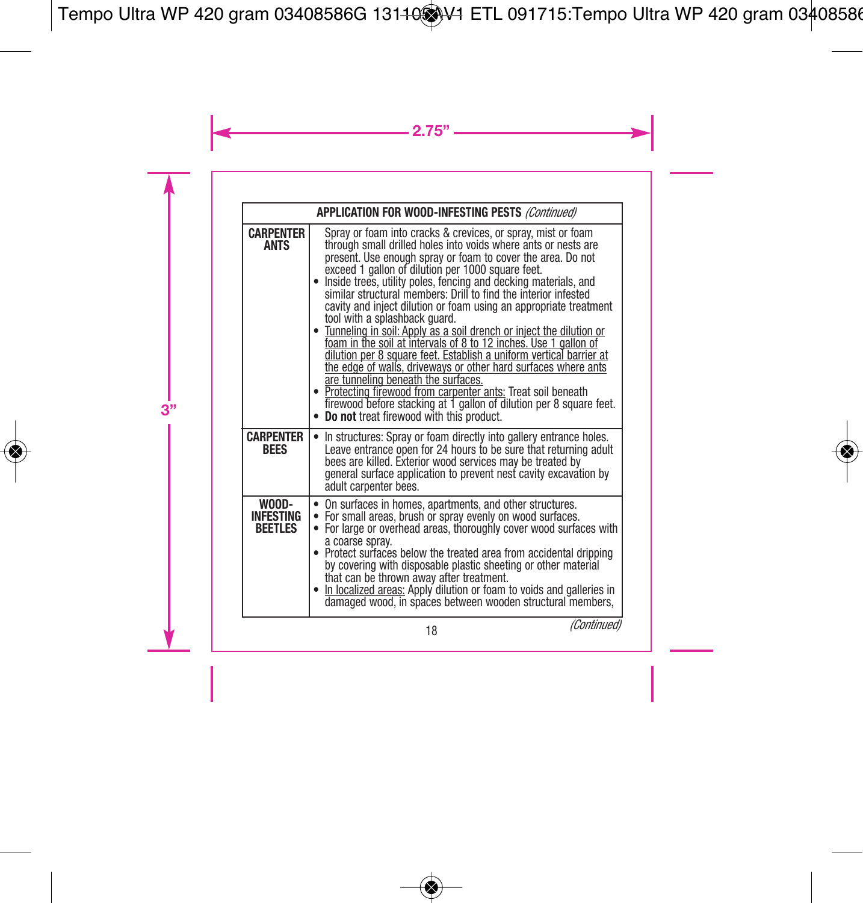| APPLICATION FOR WOOD-INFESTING PESTS *(Continued)* | |
|---|---|
| **CARPENTER ANTS** | Spray or foam into cracks & crevices, or spray, mist or foam through small drilled holes into voids where ants or nests are present. Use enough spray or foam to cover the area. Do not exceed 1 gallon of dilution per 1000 square feet.<br>• Inside trees, utility poles, fencing and decking materials, and similar structural members: Drill to find the interior infested cavity and inject dilution or foam using an appropriate treatment tool with a splashback guard.<br>• <u>Tunneling in soil: Apply as a soil drench or inject the dilution or foam in the soil at intervals of 8 to 12 inches. Use 1 gallon of dilution per 8 square feet. Establish a uniform vertical barrier at the edge of walls, driveways or other hard surfaces where ants are tunneling beneath the surfaces.</u><br>• <u>Protecting firewood from carpenter ants:</u> Treat soil beneath firewood before stacking at 1 gallon of dilution per 8 square feet.<br>• **Do not** treat firewood with this product. |
| **CARPENTER BEES** | • In structures: Spray or foam directly into gallery entrance holes. Leave entrance open for 24 hours to be sure that returning adult bees are killed. Exterior wood services may be treated by general surface application to prevent nest cavity excavation by adult carpenter bees. |
| **WOOD-INFESTING BEETLES** | • On surfaces in homes, apartments, and other structures.<br>• For small areas, brush or spray evenly on wood surfaces.<br>• For large or overhead areas, thoroughly cover wood surfaces with a coarse spray.<br>• Protect surfaces below the treated area from accidental dripping by covering with disposable plastic sheeting or other material that can be thrown away after treatment.<br>• <u>In localized areas:</u> Apply dilution or foam to voids and galleries in damaged wood, in spaces between wooden structural members, |

*(Continued)*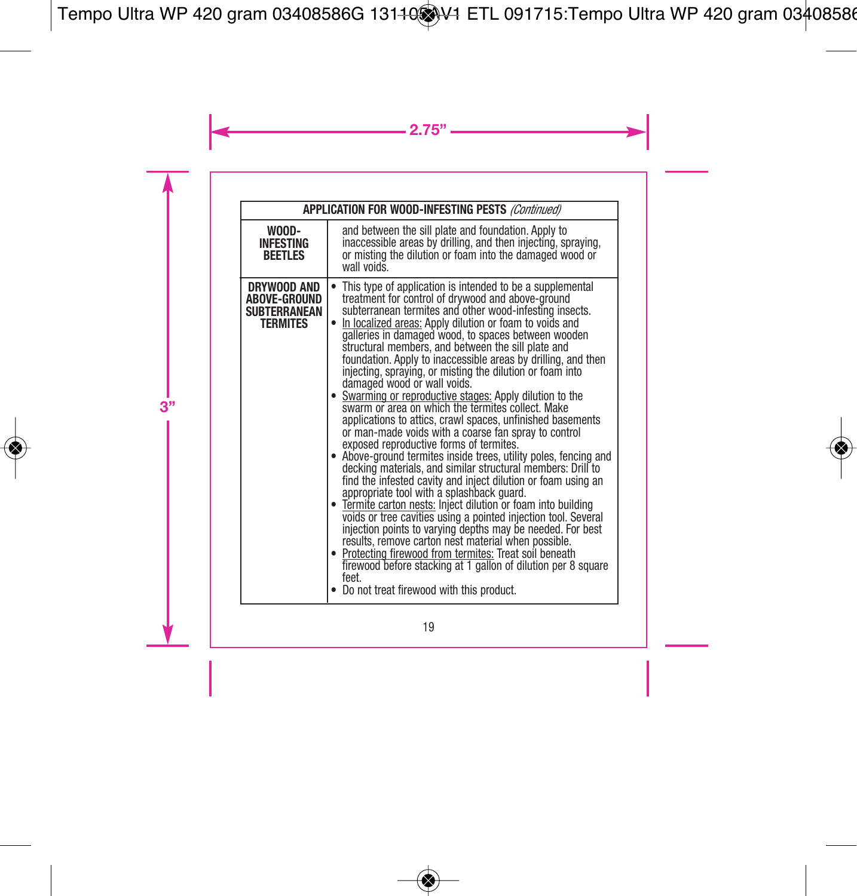| APPLICATION FOR WOOD-INFESTING PESTS *(Continued)* | |
|---|---|
| **WOOD-INFESTING BEETLES** | and between the sill plate and foundation. Apply to inaccessible areas by drilling, and then injecting, spraying, or misting the dilution or foam into the damaged wood or wall voids. |
| **DRYWOOD AND ABOVE-GROUND SUBTERRANEAN TERMITES** | • This type of application is intended to be a supplemental treatment for control of drywood and above-ground subterranean termites and other wood-infesting insects.<br>• <u>In localized areas:</u> Apply dilution or foam to voids and galleries in damaged wood, to spaces between wooden structural members, and between the sill plate and foundation. Apply to inaccessible areas by drilling, and then injecting, spraying, or misting the dilution or foam into damaged wood or wall voids.<br>• <u>Swarming or reproductive stages:</u> Apply dilution to the swarm or area on which the termites collect. Make applications to attics, crawl spaces, unfinished basements or man-made voids with a coarse fan spray to control exposed reproductive forms of termites.<br>• Above-ground termites inside trees, utility poles, fencing and decking materials, and similar structural members: Drill to find the infested cavity and inject dilution or foam using an appropriate tool with a splashback guard.<br>• <u>Termite carton nests:</u> Inject dilution or foam into building voids or tree cavities using a pointed injection tool. Several injection points to varying depths may be needed. For best results, remove carton nest material when possible.<br>• <u>Protecting firewood from termites:</u> Treat soil beneath firewood before stacking at 1 gallon of dilution per 8 square feet.<br>• Do not treat firewood with this product. |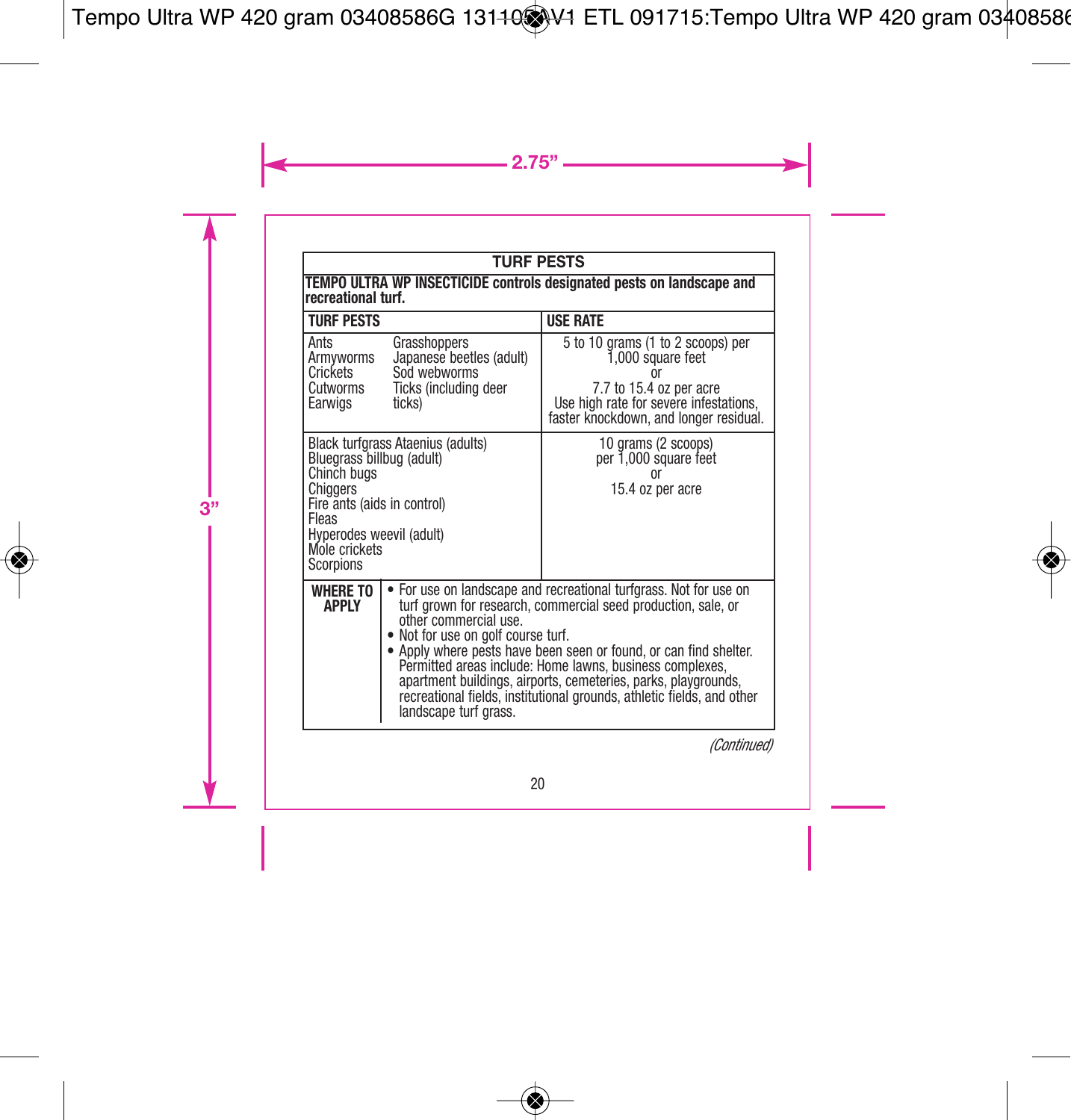| TURF PESTS | |
|---|---|
| **TEMPO ULTRA WP INSECTICIDE controls designated pests on landscape and recreational turf.** | |
| **TURF PESTS** | **USE RATE** |
| Ants<br>Armyworms<br>Crickets<br>Cutworms<br>Earwigs<br>Grasshoppers<br>Japanese beetles (adult)<br>Sod webworms<br>Ticks (including deer ticks) | 5 to 10 grams (1 to 2 scoops) per 1,000 square feet<br>or<br>7.7 to 15.4 oz per acre<br>Use high rate for severe infestations, faster knockdown, and longer residual. |
| Black turfgrass Ataenius (adults)<br>Bluegrass billbug (adult)<br>Chinch bugs<br>Chiggers<br>Fire ants (aids in control)<br>Fleas<br>Hyperodes weevil (adult)<br>Mole crickets<br>Scorpions | 10 grams (2 scoops)<br>per 1,000 square feet<br>or<br>15.4 oz per acre |
| **WHERE TO APPLY** | • For use on landscape and recreational turfgrass. Not for use on turf grown for research, commercial seed production, sale, or other commercial use.<br>• Not for use on golf course turf.<br>• Apply where pests have been seen or found, or can find shelter. Permitted areas include: Home lawns, business complexes, apartment buildings, airports, cemeteries, parks, playgrounds, recreational fields, institutional grounds, athletic fields, and other landscape turf grass. |

*(Continued)*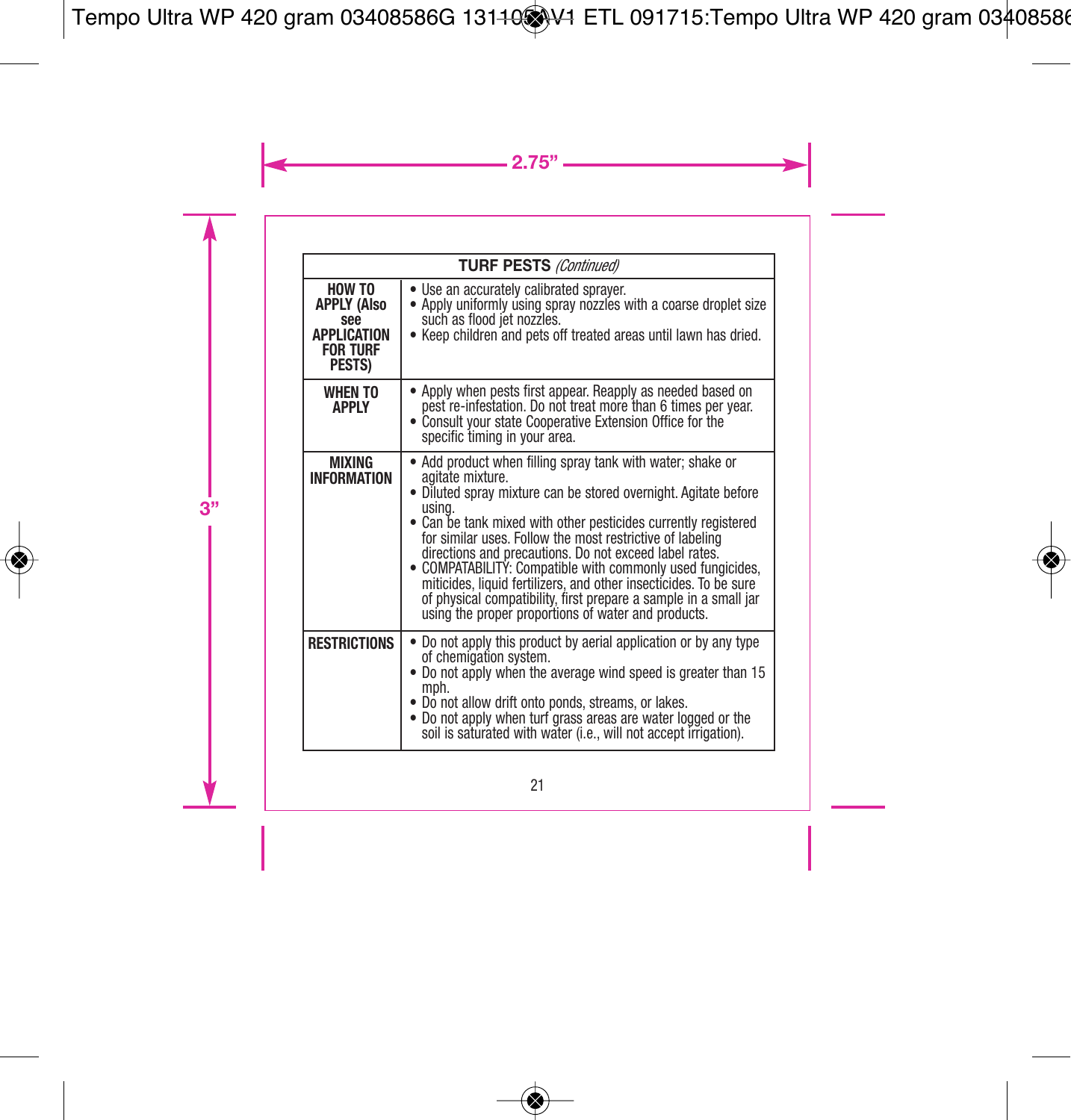| TURF PESTS *(Continued)* | |
|---|---|
| **HOW TO APPLY (Also see APPLICATION FOR TURF PESTS)** | • Use an accurately calibrated sprayer.<br>• Apply uniformly using spray nozzles with a coarse droplet size such as flood jet nozzles.<br>• Keep children and pets off treated areas until lawn has dried. |
| **WHEN TO APPLY** | • Apply when pests first appear. Reapply as needed based on pest re-infestation. Do not treat more than 6 times per year.<br>• Consult your state Cooperative Extension Office for the specific timing in your area. |
| **MIXING INFORMATION** | • Add product when filling spray tank with water; shake or agitate mixture.<br>• Diluted spray mixture can be stored overnight. Agitate before using.<br>• Can be tank mixed with other pesticides currently registered for similar uses. Follow the most restrictive of labeling directions and precautions. Do not exceed label rates.<br>• COMPATABILITY: Compatible with commonly used fungicides, miticides, liquid fertilizers, and other insecticides. To be sure of physical compatibility, first prepare a sample in a small jar using the proper proportions of water and products. |
| **RESTRICTIONS** | • Do not apply this product by aerial application or by any type of chemigation system.<br>• Do not apply when the average wind speed is greater than 15 mph.<br>• Do not allow drift onto ponds, streams, or lakes.<br>• Do not apply when turf grass areas are water logged or the soil is saturated with water (i.e., will not accept irrigation). |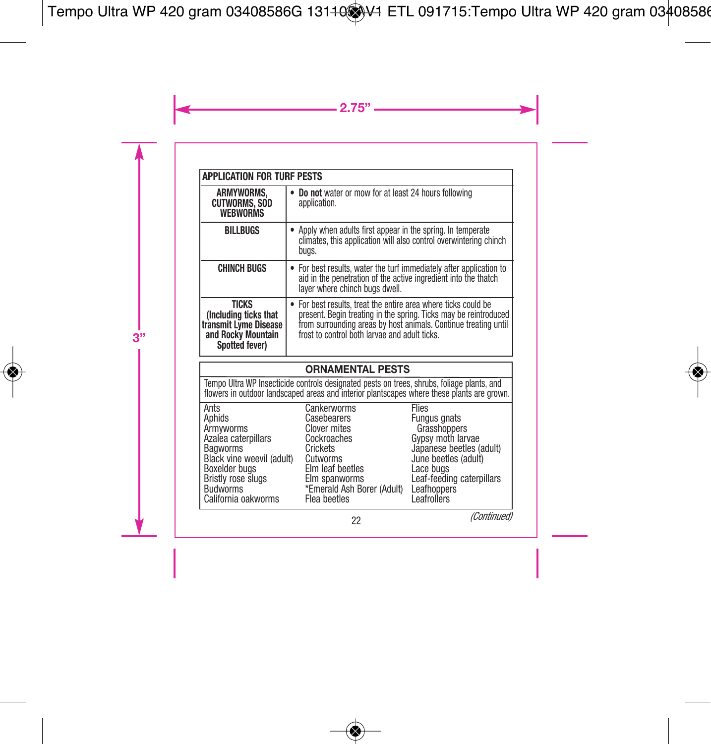| APPLICATION FOR TURF PESTS | |
|---|---|
| **ARMYWORMS, CUTWORMS, SOD WEBWORMS** | • **Do not** water or mow for at least 24 hours following application. |
| **BILLBUGS** | • Apply when adults first appear in the spring. In temperate climates, this application will also control overwintering chinch bugs. |
| **CHINCH BUGS** | • For best results, water the turf immediately after application to aid in the penetration of the active ingredient into the thatch layer where chinch bugs dwell. |
| **TICKS (Including ticks that transmit Lyme Disease and Rocky Mountain Spotted fever)** | • For best results, treat the entire area where ticks could be present. Begin treating in the spring. Ticks may be reintroduced from surrounding areas by host animals. Continue treating until frost to control both larvae and adult ticks. |

## ORNAMENTAL PESTS

Tempo Ultra WP Insecticide controls designated pests on trees, shrubs, foliage plants, and flowers in outdoor landscaped areas and interior plantscapes where these plants are grown.

| | | |
|---|---|---|
| Ants | Cankerworms | Flies |
| Aphids | Casebearers | Fungus gnats |
| Armyworms | Clover mites | Grasshoppers |
| Azalea caterpillars | Cockroaches | Gypsy moth larvae |
| Bagworms | Crickets | Japanese beetles (adult) |
| Black vine weevil (adult) | Cutworms | June beetles (adult) |
| Boxelder bugs | Elm leaf beetles | Lace bugs |
| Bristly rose slugs | Elm spanworms | Leaf-feeding caterpillars |
| Budworms | *Emerald Ash Borer (Adult) | Leafhoppers |
| California oakworms | Flea beetles | Leafrollers |

*(Continued)*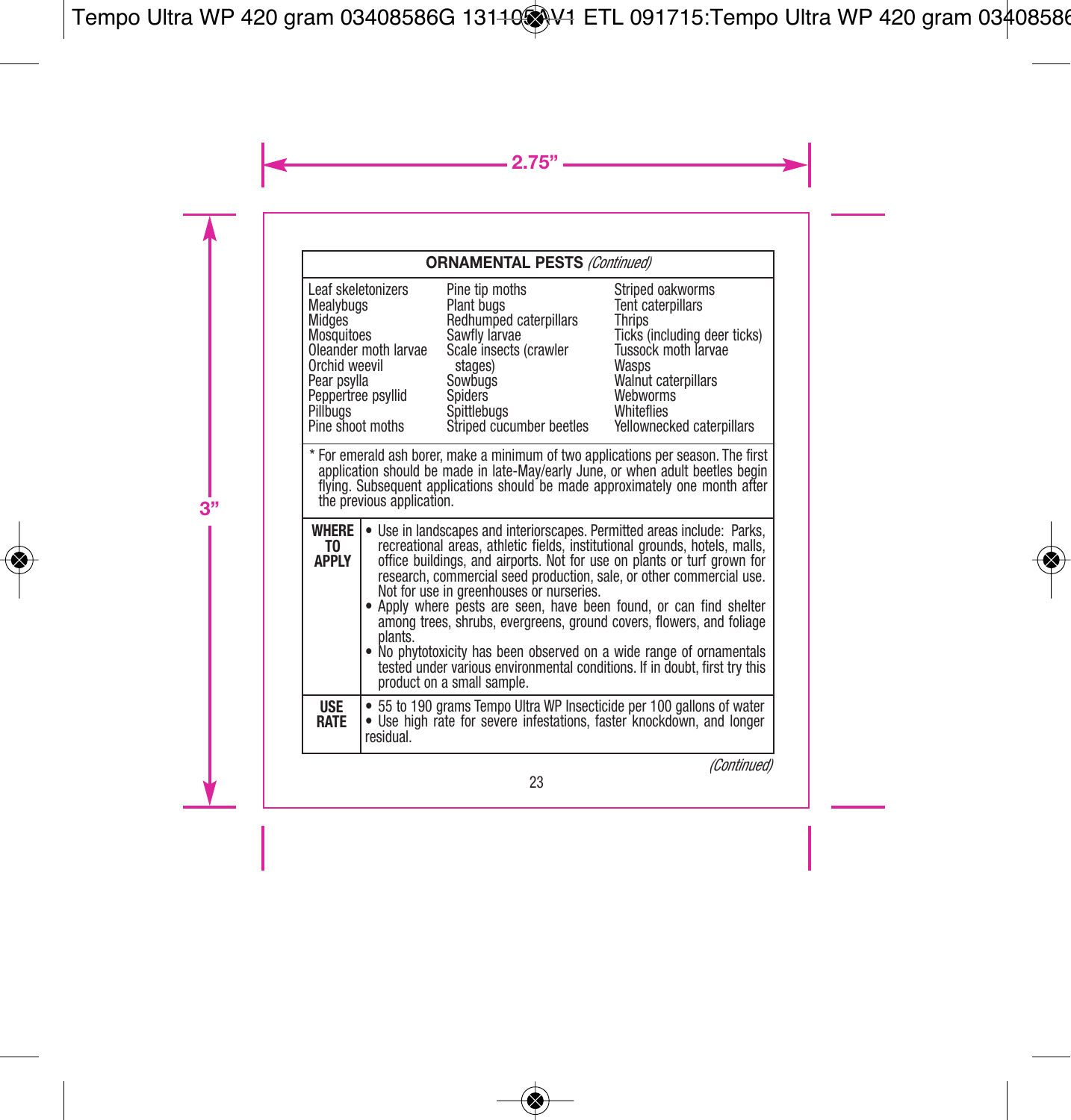| **ORNAMENTAL PESTS** *(Continued)* | | |
|---|---|---|
| Leaf skeletonizers<br>Mealybugs<br>Midges<br>Mosquitoes<br>Oleander moth larvae<br>Orchid weevil<br>Pear psylla<br>Peppertree psyllid<br>Pillbugs<br>Pine shoot moths | Pine tip moths<br>Plant bugs<br>Redhumped caterpillars<br>Sawfly larvae<br>Scale insects (crawler stages)<br>Sowbugs<br>Spiders<br>Spittlebugs<br>Striped cucumber beetles | Striped oakworms<br>Tent caterpillars<br>Thrips<br>Ticks (including deer ticks)<br>Tussock moth larvae<br>Wasps<br>Walnut caterpillars<br>Webworms<br>Whiteflies<br>Yellownecked caterpillars |

* For emerald ash borer, make a minimum of two applications per season. The first application should be made in late-May/early June, or when adult beetles begin flying. Subsequent applications should be made approximately one month after the previous application.

| | |
|---|---|
| **WHERE TO APPLY** | • Use in landscapes and interiorscapes. Permitted areas include: Parks, recreational areas, athletic fields, institutional grounds, hotels, malls, office buildings, and airports. Not for use on plants or turf grown for research, commercial seed production, sale, or other commercial use. Not for use in greenhouses or nurseries.<br>• Apply where pests are seen, have been found, or can find shelter among trees, shrubs, evergreens, ground covers, flowers, and foliage plants.<br>• No phytotoxicity has been observed on a wide range of ornamentals tested under various environmental conditions. If in doubt, first try this product on a small sample. |
| **USE RATE** | • 55 to 190 grams Tempo Ultra WP Insecticide per 100 gallons of water<br>• Use high rate for severe infestations, faster knockdown, and longer residual. |

*(Continued)*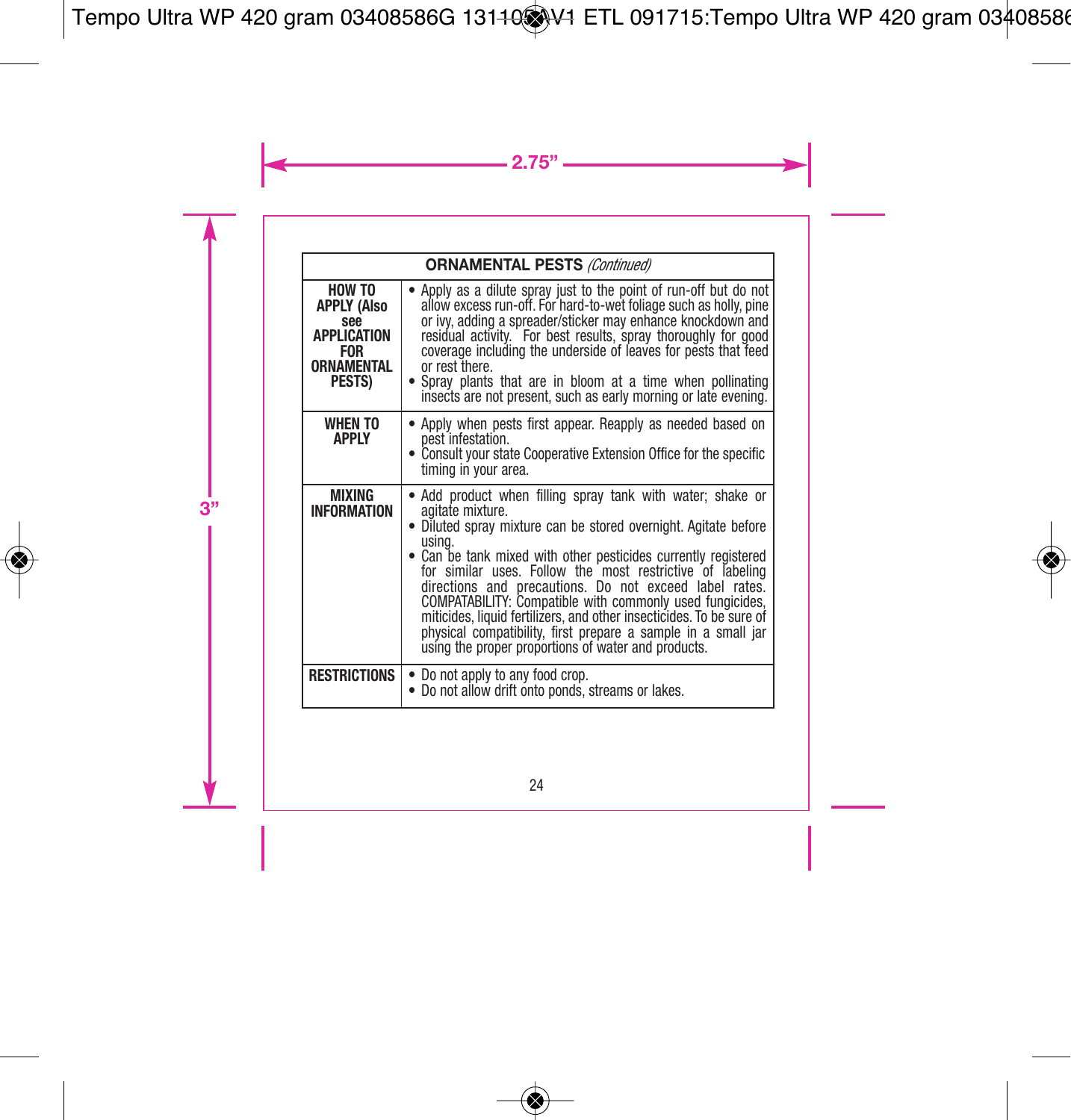| **ORNAMENTAL PESTS** *(Continued)* | |
|---|---|
| **HOW TO APPLY (Also see APPLICATION FOR ORNAMENTAL PESTS)** | • Apply as a dilute spray just to the point of run-off but do not allow excess run-off. For hard-to-wet foliage such as holly, pine or ivy, adding a spreader/sticker may enhance knockdown and residual activity. For best results, spray thoroughly for good coverage including the underside of leaves for pests that feed or rest there.<br>• Spray plants that are in bloom at a time when pollinating insects are not present, such as early morning or late evening. |
| **WHEN TO APPLY** | • Apply when pests first appear. Reapply as needed based on pest infestation.<br>• Consult your state Cooperative Extension Office for the specific timing in your area. |
| **MIXING INFORMATION** | • Add product when filling spray tank with water; shake or agitate mixture.<br>• Diluted spray mixture can be stored overnight. Agitate before using.<br>• Can be tank mixed with other pesticides currently registered for similar uses. Follow the most restrictive of labeling directions and precautions. Do not exceed label rates. COMPATABILITY: Compatible with commonly used fungicides, miticides, liquid fertilizers, and other insecticides. To be sure of physical compatibility, first prepare a sample in a small jar using the proper proportions of water and products. |
| **RESTRICTIONS** | • Do not apply to any food crop.<br>• Do not allow drift onto ponds, streams or lakes. |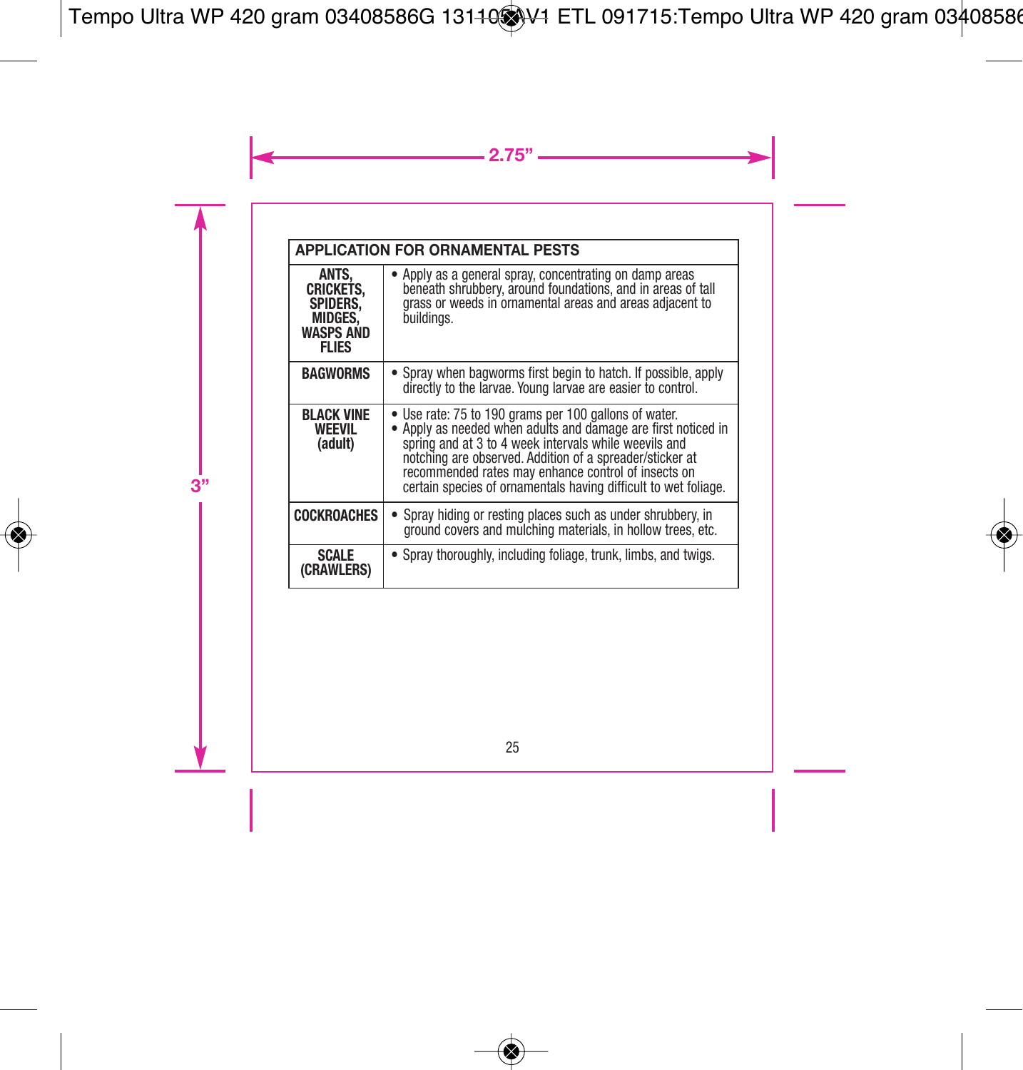| APPLICATION FOR ORNAMENTAL PESTS | |
|---|---|
| **ANTS, CRICKETS, SPIDERS, MIDGES, WASPS AND FLIES** | • Apply as a general spray, concentrating on damp areas beneath shrubbery, around foundations, and in areas of tall grass or weeds in ornamental areas and areas adjacent to buildings. |
| **BAGWORMS** | • Spray when bagworms first begin to hatch. If possible, apply directly to the larvae. Young larvae are easier to control. |
| **BLACK VINE WEEVIL (adult)** | • Use rate: 75 to 190 grams per 100 gallons of water.<br>• Apply as needed when adults and damage are first noticed in spring and at 3 to 4 week intervals while weevils and notching are observed. Addition of a spreader/sticker at recommended rates may enhance control of insects on certain species of ornamentals having difficult to wet foliage. |
| **COCKROACHES** | • Spray hiding or resting places such as under shrubbery, in ground covers and mulching materials, in hollow trees, etc. |
| **SCALE (CRAWLERS)** | • Spray thoroughly, including foliage, trunk, limbs, and twigs. |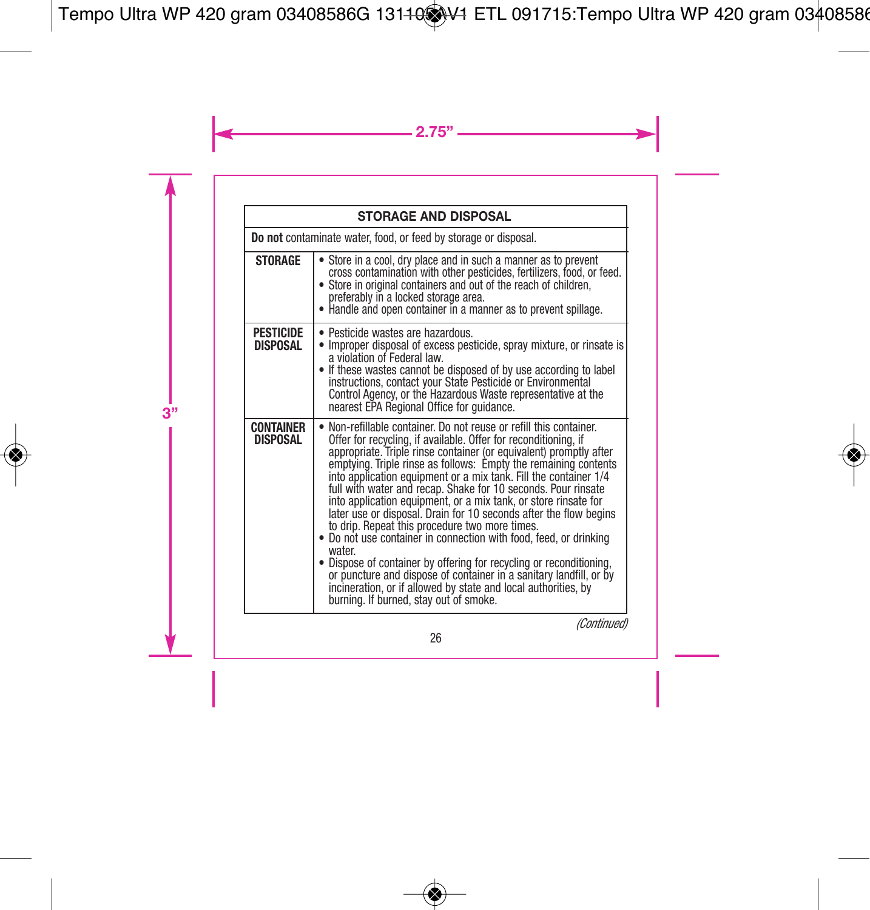| STORAGE AND DISPOSAL | |
|---|---|
| **Do not** contaminate water, food, or feed by storage or disposal. | |
| **STORAGE** | • Store in a cool, dry place and in such a manner as to prevent cross contamination with other pesticides, fertilizers, food, or feed.<br>• Store in original containers and out of the reach of children, preferably in a locked storage area.<br>• Handle and open container in a manner as to prevent spillage. |
| **PESTICIDE DISPOSAL** | • Pesticide wastes are hazardous.<br>• Improper disposal of excess pesticide, spray mixture, or rinsate is a violation of Federal law.<br>• If these wastes cannot be disposed of by use according to label instructions, contact your State Pesticide or Environmental Control Agency, or the Hazardous Waste representative at the nearest EPA Regional Office for guidance. |
| **CONTAINER DISPOSAL** | • Non-refillable container. Do not reuse or refill this container. Offer for recycling, if available. Offer for reconditioning, if appropriate. Triple rinse container (or equivalent) promptly after emptying. Triple rinse as follows: Empty the remaining contents into application equipment or a mix tank. Fill the container 1/4 full with water and recap. Shake for 10 seconds. Pour rinsate into application equipment, or a mix tank, or store rinsate for later use or disposal. Drain for 10 seconds after the flow begins to drip. Repeat this procedure two more times.<br>• Do not use container in connection with food, feed, or drinking water.<br>• Dispose of container by offering for recycling or reconditioning, or puncture and dispose of container in a sanitary landfill, or by incineration, or if allowed by state and local authorities, by burning. If burned, stay out of smoke. |

*(Continued)*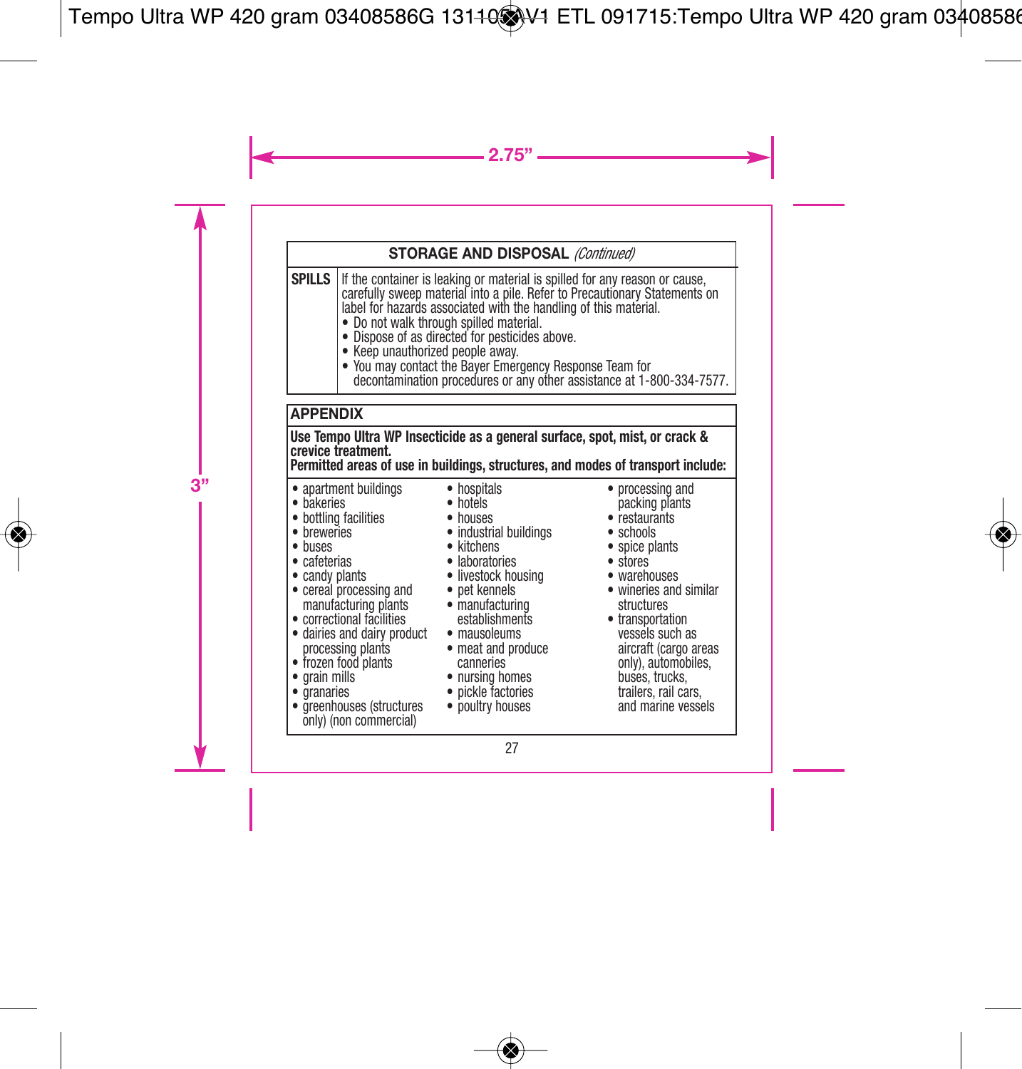## STORAGE AND DISPOSAL *(Continued)*

| | |
|---|---|
| **SPILLS** | If the container is leaking or material is spilled for any reason or cause, carefully sweep material into a pile. Refer to Precautionary Statements on label for hazards associated with the handling of this material.<br>• Do not walk through spilled material.<br>• Dispose of as directed for pesticides above.<br>• Keep unauthorized people away.<br>• You may contact the Bayer Emergency Response Team for decontamination procedures or any other assistance at 1-800-334-7577. |

## APPENDIX

**Use Tempo Ultra WP Insecticide as a general surface, spot, mist, or crack & crevice treatment.**
**Permitted areas of use in buildings, structures, and modes of transport include:**

- apartment buildings
- bakeries
- bottling facilities
- breweries
- buses
- cafeterias
- candy plants
- cereal processing and manufacturing plants
- correctional facilities
- dairies and dairy product processing plants
- frozen food plants
- grain mills
- granaries
- greenhouses (structures only) (non commercial)
- hospitals
- hotels
- houses
- industrial buildings
- kitchens
- laboratories
- livestock housing
- pet kennels
- manufacturing establishments
- mausoleums
- meat and produce canneries
- nursing homes
- pickle factories
- poultry houses
- processing and packing plants
- restaurants
- schools
- spice plants
- stores
- warehouses
- wineries and similar structures
- transportation vessels such as aircraft (cargo areas only), automobiles, buses, trucks, trailers, rail cars, and marine vessels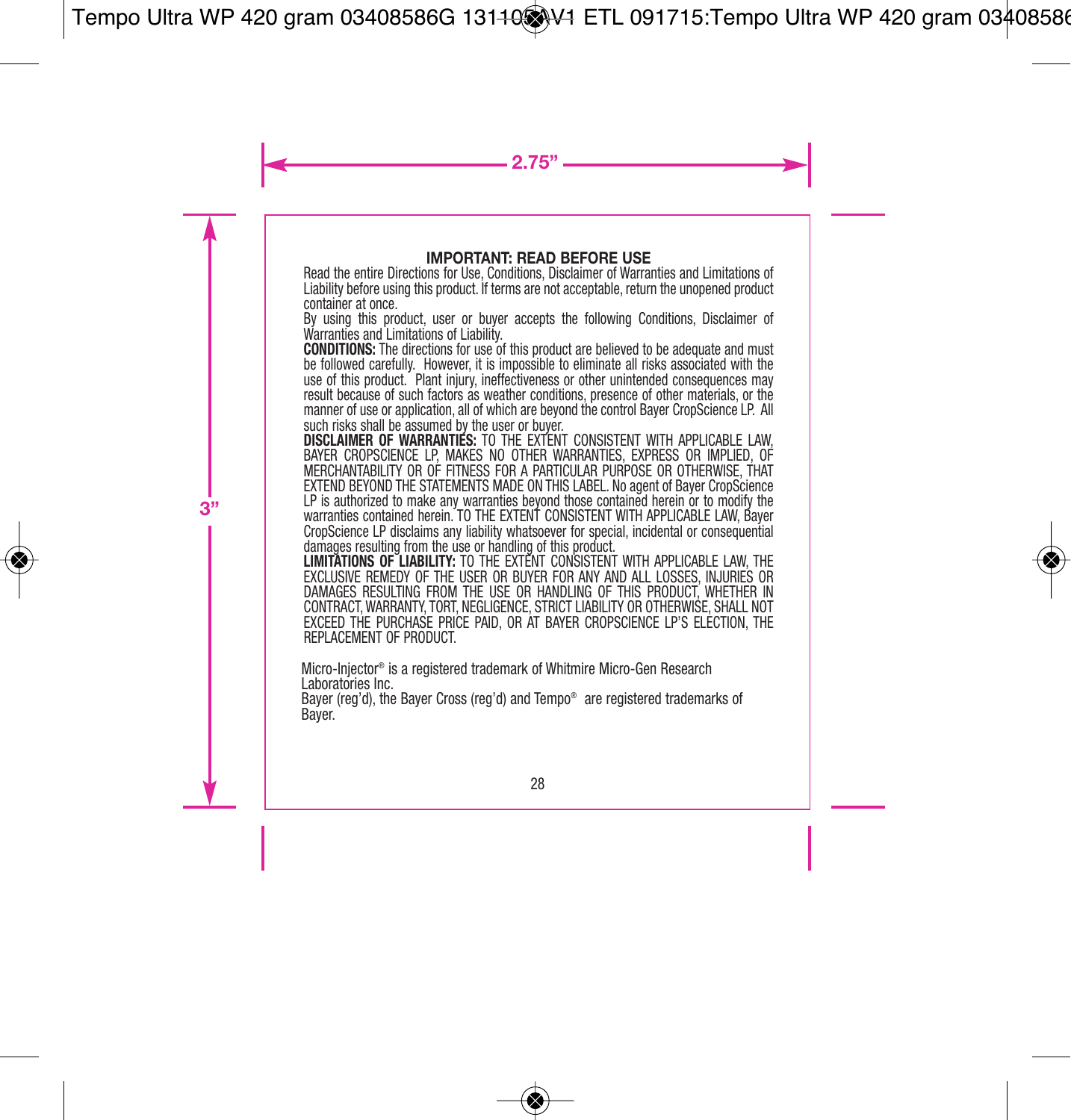## IMPORTANT: READ BEFORE USE

Read the entire Directions for Use, Conditions, Disclaimer of Warranties and Limitations of Liability before using this product. If terms are not acceptable, return the unopened product container at once.

By using this product, user or buyer accepts the following Conditions, Disclaimer of Warranties and Limitations of Liability.

**CONDITIONS:** The directions for use of this product are believed to be adequate and must be followed carefully. However, it is impossible to eliminate all risks associated with the use of this product. Plant injury, ineffectiveness or other unintended consequences may result because of such factors as weather conditions, presence of other materials, or the manner of use or application, all of which are beyond the control Bayer CropScience LP. All such risks shall be assumed by the user or buyer.

**DISCLAIMER OF WARRANTIES:** TO THE EXTENT CONSISTENT WITH APPLICABLE LAW, BAYER CROPSCIENCE LP, MAKES NO OTHER WARRANTIES, EXPRESS OR IMPLIED, OF MERCHANTABILITY OR OF FITNESS FOR A PARTICULAR PURPOSE OR OTHERWISE, THAT EXTEND BEYOND THE STATEMENTS MADE ON THIS LABEL. No agent of Bayer CropScience LP is authorized to make any warranties beyond those contained herein or to modify the warranties contained herein. TO THE EXTENT CONSISTENT WITH APPLICABLE LAW, Bayer CropScience LP disclaims any liability whatsoever for special, incidental or consequential damages resulting from the use or handling of this product.

**LIMITATIONS OF LIABILITY:** TO THE EXTENT CONSISTENT WITH APPLICABLE LAW, THE EXCLUSIVE REMEDY OF THE USER OR BUYER FOR ANY AND ALL LOSSES, INJURIES OR DAMAGES RESULTING FROM THE USE OR HANDLING OF THIS PRODUCT, WHETHER IN CONTRACT, WARRANTY, TORT, NEGLIGENCE, STRICT LIABILITY OR OTHERWISE, SHALL NOT EXCEED THE PURCHASE PRICE PAID, OR AT BAYER CROPSCIENCE LP'S ELECTION, THE REPLACEMENT OF PRODUCT.

Micro-Injector® is a registered trademark of Whitmire Micro-Gen Research Laboratories Inc.

Bayer (reg'd), the Bayer Cross (reg'd) and Tempo® are registered trademarks of Bayer.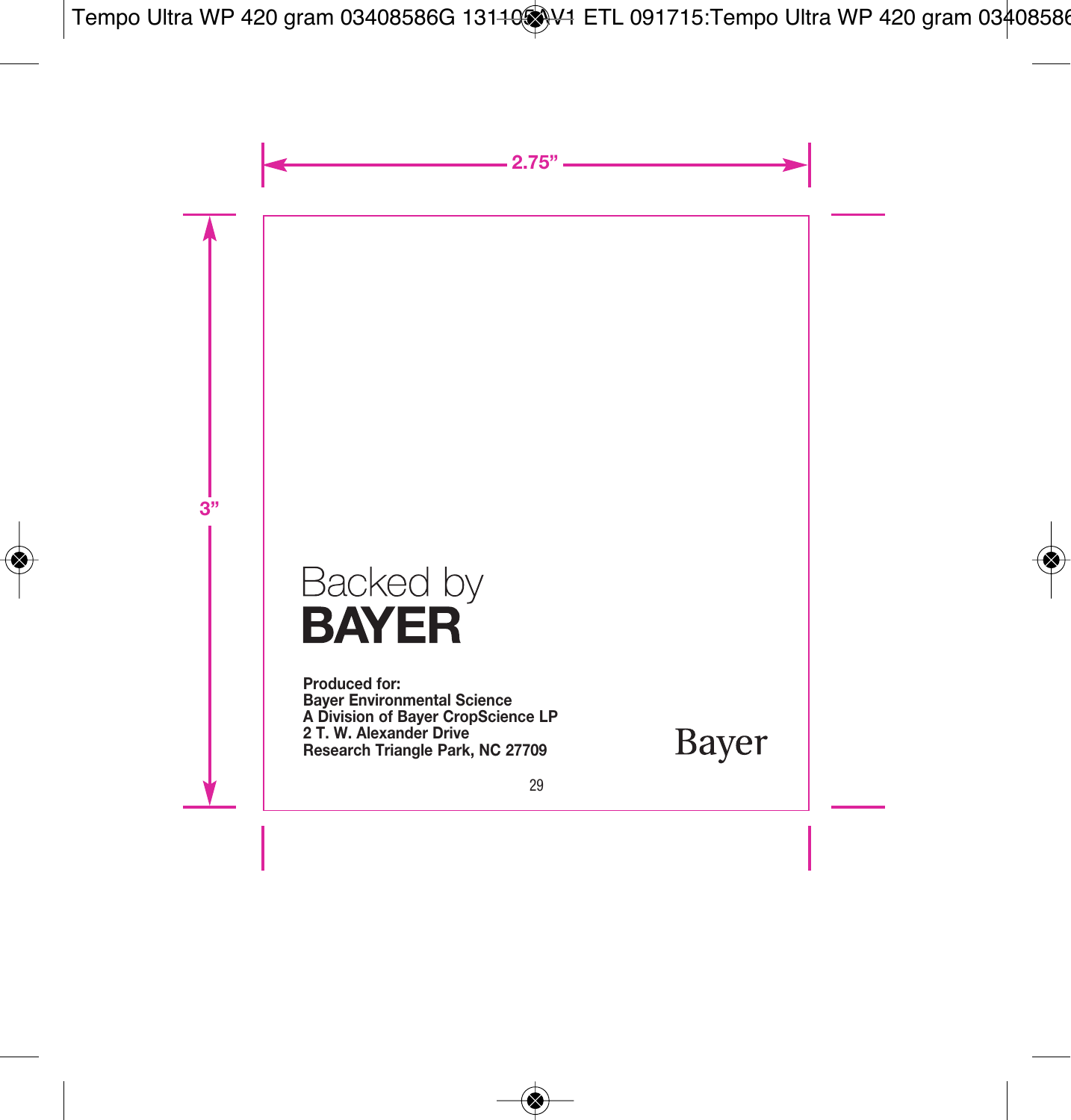Backed by
**BAYER**

**Produced for:**
**Bayer Environmental Science**
**A Division of Bayer CropScience LP**
**2 T. W. Alexander Drive**
**Research Triangle Park, NC 27709**

Bayer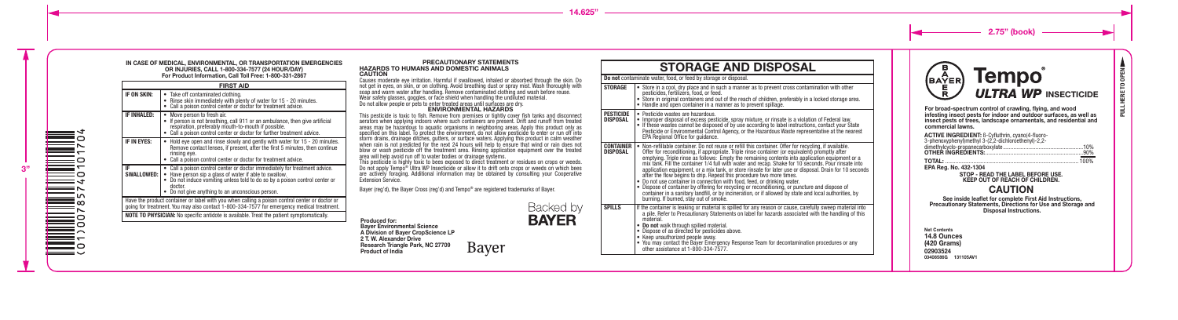IN CASE OF MEDICAL, ENVIRONMENTAL, OR TRANSPORTATION EMERGENCIES OR INJURIES, CALL 1-800-334-7577 (24 HOUR/DAY)
For Product Information, Call Toll Free: 1-800-331-2867

| FIRST AID | |
|---|---|
| IF ON SKIN: | • Take off contaminated clothing.<br>• Rinse skin immediately with plenty of water for 15 - 20 minutes.<br>• Call a poison control center or doctor for treatment advice. |
| IF INHALED: | • Move person to fresh air.<br>• If person is not breathing, call 911 or an ambulance, then give artificial respiration, preferably mouth-to-mouth if possible.<br>• Call a poison control center or doctor for further treatment advice. |
| IF IN EYES: | • Hold eye open and rinse slowly and gently with water for 15 - 20 minutes. Remove contact lenses, if present, after the first 5 minutes, then continue rinsing eye.<br>• Call a poison control center or doctor for treatment advice. |
| IF SWALLOWED: | • Call a poison control center or doctor immediately for treatment advice.<br>• Have person sip a glass of water if able to swallow.<br>• Do not induce vomiting unless told to do so by a poison control center or doctor.<br>• Do not give anything to an unconscious person. |
| Have the product container or label with you when calling a poison control center or doctor or going for treatment. You may also contact 1-800-334-7577 for emergency medical treatment. | |
| **NOTE TO PHYSICIAN:** No specific antidote is available. Treat the patient symptomatically. | |

(01)00785740101704

## PRECAUTIONARY STATEMENTS

### HAZARDS TO HUMANS AND DOMESTIC ANIMALS

### CAUTION

Causes moderate eye irritation. Harmful if swallowed, inhaled or absorbed through the skin. Do not get in eyes, on skin, or on clothing. Avoid breathing dust or spray mist. Wash thoroughly with soap and warm water after handling. Remove contaminated clothing and wash before reuse. Wear safety glasses, goggles, or face shield when handling the undiluted material.
Do not allow people or pets to enter treated areas until surfaces are dry.

### ENVIRONMENTAL HAZARDS

This pesticide is toxic to fish. Remove from premises or tightly cover fish tanks and disconnect aerators when applying indoors where such containers are present. Drift and runoff from treated areas may be hazardous to aquatic organisms in neighboring areas. Apply this product only as specified on this label. To protect the environment, do not allow pesticide to enter or run off into storm drains, drainage ditches, gutters, or surface waters. Applying this product in calm weather when rain is not predicted for the next 24 hours will help to ensure that wind or rain does not blow or wash pesticide off the treatment area. Rinsing application equipment over the treated area will help avoid run off to water bodies or drainage systems.
This pesticide is highly toxic to bees exposed to direct treatment or residues on crops or weeds. Do not apply Tempo® Ultra WP Insecticide or allow it to drift onto crops or weeds on which bees are actively foraging. Additional information may be obtained by consulting your Cooperative Extension Service.

Bayer (reg'd), the Bayer Cross (reg'd) and Tempo® are registered trademarks of Bayer.

**Produced for:**
**Bayer Environmental Science**
**A Division of Bayer CropScience LP**
**2 T. W. Alexander Drive**
**Research Triangle Park, NC 27709**
**Product of India**

Backed by **BAYER**

Bayer

## STORAGE AND DISPOSAL

| **Do not** contaminate water, food, or feed by storage or disposal. | |
|---|---|
| **STORAGE** | • Store in a cool, dry place and in such a manner as to prevent cross contamination with other pesticides, fertilizers, food, or feed.<br>• Store in original containers and out of the reach of children, preferably in a locked storage area.<br>• Handle and open container in a manner as to prevent spillage. |
| **PESTICIDE DISPOSAL** | • Pesticide wastes are hazardous.<br>• Improper disposal of excess pesticide, spray mixture, or rinsate is a violation of Federal law.<br>• If these wastes cannot be disposed of by use according to label instructions, contact your State Pesticide or Environmental Control Agency, or the Hazardous Waste representative at the nearest EPA Regional Office for guidance. |
| **CONTAINER DISPOSAL** | • Non-refillable container. Do not reuse or refill this container. Offer for recycling, if available. Offer for reconditioning, if appropriate. Triple rinse container (or equivalent) promptly after emptying. Triple rinse as follows: Empty the remaining contents into application equipment or a mix tank. Fill the container 1/4 full with water and recap. Shake for 10 seconds. Pour rinsate into application equipment, or a mix tank, or store rinsate for later use or disposal. Drain for 10 seconds after the flow begins to drip. Repeat this procedure two more times.<br>• Do not use container in connection with food, feed, or drinking water.<br>• Dispose of container by offering for recycling or reconditioning, or puncture and dispose of container in a sanitary landfill, or by incineration, or if allowed by state and local authorities, by burning. If burned, stay out of smoke. |
| **SPILLS** | If the container is leaking or material is spilled for any reason or cause, carefully sweep material into a pile. Refer to Precautionary Statements on label for hazards associated with the handling of this material.<br>• **Do not** walk through spilled material.<br>• Dispose of as directed for pesticides above.<br>• Keep unauthorized people away.<br>• You may contact the Bayer Emergency Response Team for decontamination procedures or any other assistance at 1-800-334-7577. |

# Tempo® ULTRA WP INSECTICIDE

**For broad-spectrum control of crawling, flying, and wood infesting insect pests for indoor and outdoor surfaces, as well as insect pests of trees, landscape ornamentals, and residential and commercial lawns.**

**ACTIVE INGREDIENT:** ß-Cyfluthrin, cyano(4-fluoro-3-phenoxyphenyl)methyl 3-(2,2-dichloroethenyl)-2,2-dimethylcyclo-propanecarboxylate ........................ 10%
**OTHER INGREDIENTS:** ........................ 90%
**TOTAL:** ........................ 100%

**EPA Reg. No. 432-1304**

**STOP - READ THE LABEL BEFORE USE.**
**KEEP OUT OF REACH OF CHILDREN.**

## CAUTION

**See inside leaflet for complete First Aid Instructions, Precautionary Statements, Directions for Use and Storage and Disposal Instructions.**

**Net Contents**
**14.8 Ounces**
**(420 Grams)**
**02903524**
**03408586G 131105AV1**

PULL HERE TO OPEN